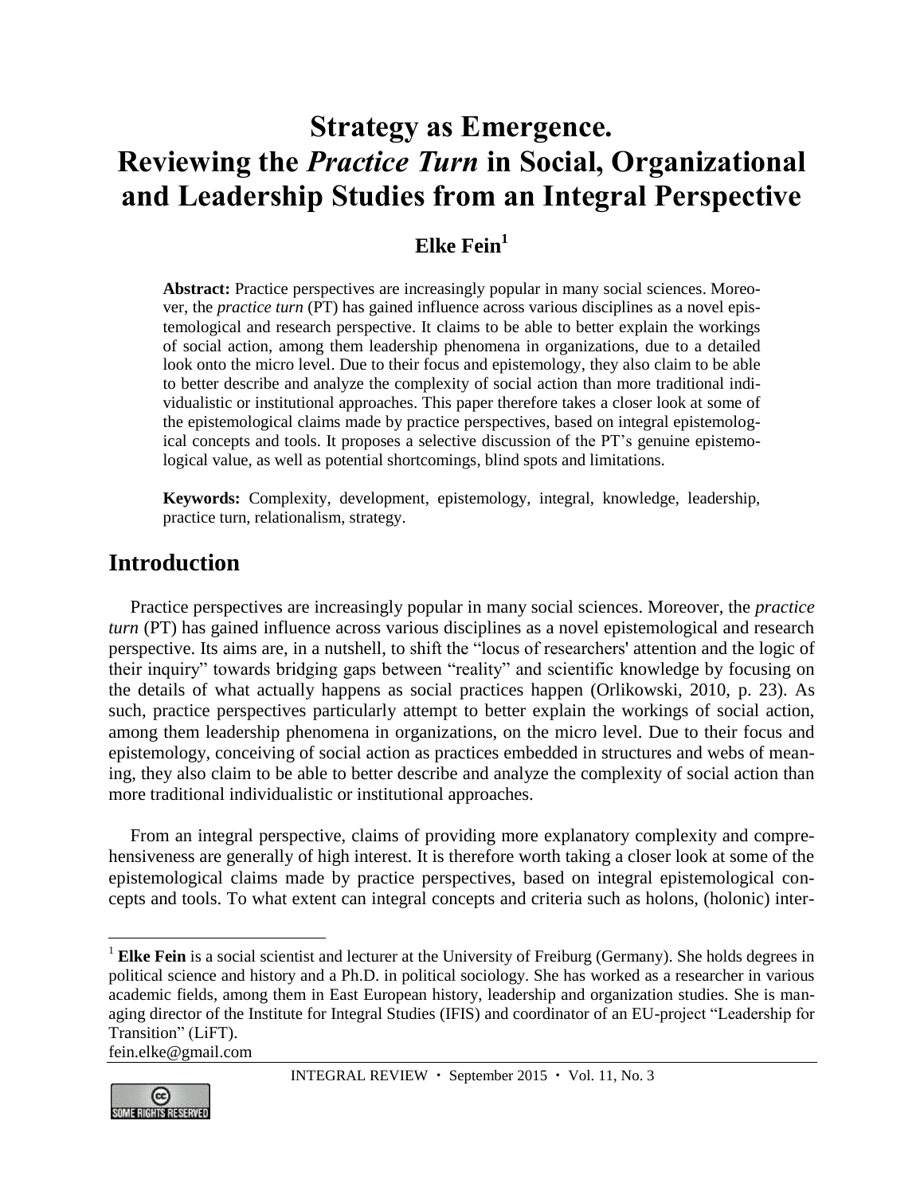# Strategy as Emergence. Reviewing the *Practice Turn* in Social, Organizational and Leadership Studies from an Integral Perspective

**Elke Fein**[1]

**Abstract:** Practice perspectives are increasingly popular in many social sciences. Moreover, the *practice turn* (PT) has gained influence across various disciplines as a novel epistemological and research perspective. It claims to be able to better explain the workings of social action, among them leadership phenomena in organizations, due to a detailed look onto the micro level. Due to their focus and epistemology, they also claim to be able to better describe and analyze the complexity of social action than more traditional individualistic or institutional approaches. This paper therefore takes a closer look at some of the epistemological claims made by practice perspectives, based on integral epistemological concepts and tools. It proposes a selective discussion of the PT's genuine epistemological value, as well as potential shortcomings, blind spots and limitations.

**Keywords:** Complexity, development, epistemology, integral, knowledge, leadership, practice turn, relationalism, strategy.

## Introduction

Practice perspectives are increasingly popular in many social sciences. Moreover, the *practice turn* (PT) has gained influence across various disciplines as a novel epistemological and research perspective. Its aims are, in a nutshell, to shift the "locus of researchers' attention and the logic of their inquiry" towards bridging gaps between "reality" and scientific knowledge by focusing on the details of what actually happens as social practices happen (Orlikowski, 2010, p. 23). As such, practice perspectives particularly attempt to better explain the workings of social action, among them leadership phenomena in organizations, on the micro level. Due to their focus and epistemology, conceiving of social action as practices embedded in structures and webs of meaning, they also claim to be able to better describe and analyze the complexity of social action than more traditional individualistic or institutional approaches.

From an integral perspective, claims of providing more explanatory complexity and comprehensiveness are generally of high interest. It is therefore worth taking a closer look at some of the epistemological claims made by practice perspectives, based on integral epistemological concepts and tools. To what extent can integral concepts and criteria such as holons, (holonic) inter-

---

[1] **Elke Fein** is a social scientist and lecturer at the University of Freiburg (Germany). She holds degrees in political science and history and a Ph.D. in political sociology. She has worked as a researcher in various academic fields, among them in East European history, leadership and organization studies. She is managing director of the Institute for Integral Studies (IFIS) and coordinator of an EU-project "Leadership for Transition" (LiFT).
fein.elke@gmail.com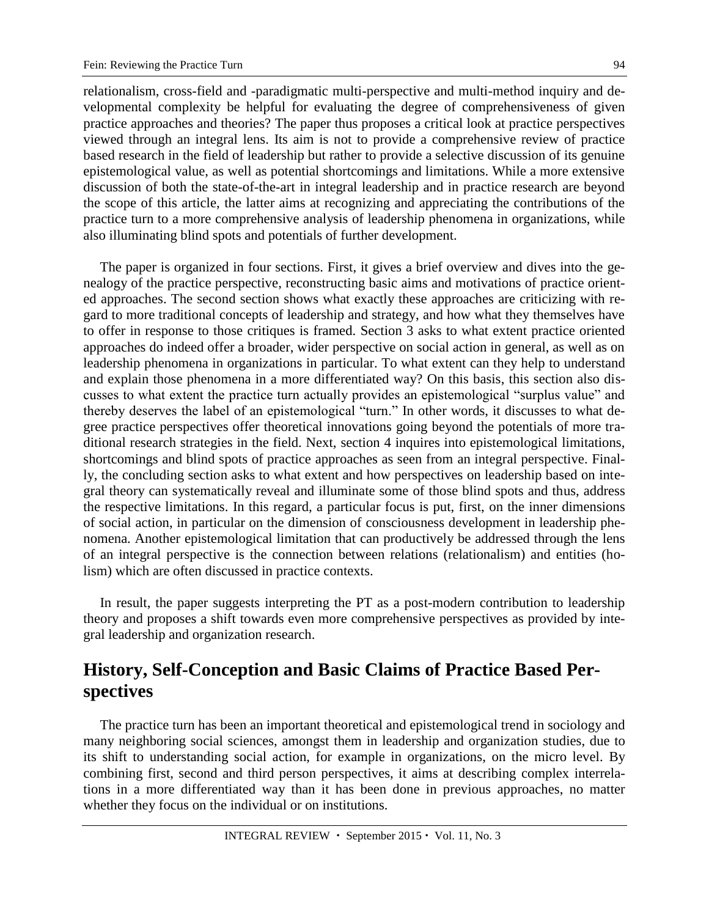relationalism, cross-field and -paradigmatic multi-perspective and multi-method inquiry and developmental complexity be helpful for evaluating the degree of comprehensiveness of given practice approaches and theories? The paper thus proposes a critical look at practice perspectives viewed through an integral lens. Its aim is not to provide a comprehensive review of practice based research in the field of leadership but rather to provide a selective discussion of its genuine epistemological value, as well as potential shortcomings and limitations. While a more extensive discussion of both the state-of-the-art in integral leadership and in practice research are beyond the scope of this article, the latter aims at recognizing and appreciating the contributions of the practice turn to a more comprehensive analysis of leadership phenomena in organizations, while also illuminating blind spots and potentials of further development.

The paper is organized in four sections. First, it gives a brief overview and dives into the genealogy of the practice perspective, reconstructing basic aims and motivations of practice oriented approaches. The second section shows what exactly these approaches are criticizing with regard to more traditional concepts of leadership and strategy, and how what they themselves have to offer in response to those critiques is framed. Section 3 asks to what extent practice oriented approaches do indeed offer a broader, wider perspective on social action in general, as well as on leadership phenomena in organizations in particular. To what extent can they help to understand and explain those phenomena in a more differentiated way? On this basis, this section also discusses to what extent the practice turn actually provides an epistemological "surplus value" and thereby deserves the label of an epistemological "turn." In other words, it discusses to what degree practice perspectives offer theoretical innovations going beyond the potentials of more traditional research strategies in the field. Next, section 4 inquires into epistemological limitations, shortcomings and blind spots of practice approaches as seen from an integral perspective. Finally, the concluding section asks to what extent and how perspectives on leadership based on integral theory can systematically reveal and illuminate some of those blind spots and thus, address the respective limitations. In this regard, a particular focus is put, first, on the inner dimensions of social action, in particular on the dimension of consciousness development in leadership phenomena. Another epistemological limitation that can productively be addressed through the lens of an integral perspective is the connection between relations (relationalism) and entities (holism) which are often discussed in practice contexts.

In result, the paper suggests interpreting the PT as a post-modern contribution to leadership theory and proposes a shift towards even more comprehensive perspectives as provided by integral leadership and organization research.

## History, Self-Conception and Basic Claims of Practice Based Perspectives

The practice turn has been an important theoretical and epistemological trend in sociology and many neighboring social sciences, amongst them in leadership and organization studies, due to its shift to understanding social action, for example in organizations, on the micro level. By combining first, second and third person perspectives, it aims at describing complex interrelations in a more differentiated way than it has been done in previous approaches, no matter whether they focus on the individual or on institutions.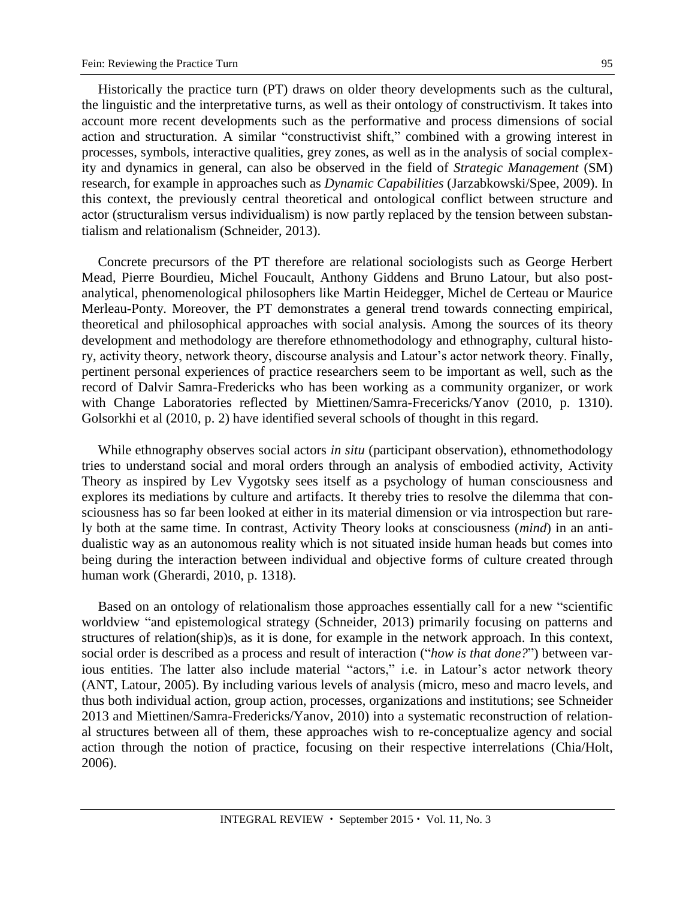Historically the practice turn (PT) draws on older theory developments such as the cultural, the linguistic and the interpretative turns, as well as their ontology of constructivism. It takes into account more recent developments such as the performative and process dimensions of social action and structuration. A similar "constructivist shift," combined with a growing interest in processes, symbols, interactive qualities, grey zones, as well as in the analysis of social complexity and dynamics in general, can also be observed in the field of *Strategic Management* (SM) research, for example in approaches such as *Dynamic Capabilities* (Jarzabkowski/Spee, 2009). In this context, the previously central theoretical and ontological conflict between structure and actor (structuralism versus individualism) is now partly replaced by the tension between substantialism and relationalism (Schneider, 2013).

Concrete precursors of the PT therefore are relational sociologists such as George Herbert Mead, Pierre Bourdieu, Michel Foucault, Anthony Giddens and Bruno Latour, but also post-analytical, phenomenological philosophers like Martin Heidegger, Michel de Certeau or Maurice Merleau-Ponty. Moreover, the PT demonstrates a general trend towards connecting empirical, theoretical and philosophical approaches with social analysis. Among the sources of its theory development and methodology are therefore ethnomethodology and ethnography, cultural history, activity theory, network theory, discourse analysis and Latour's actor network theory. Finally, pertinent personal experiences of practice researchers seem to be important as well, such as the record of Dalvir Samra-Fredericks who has been working as a community organizer, or work with Change Laboratories reflected by Miettinen/Samra-Frecericks/Yanov (2010, p. 1310). Golsorkhi et al (2010, p. 2) have identified several schools of thought in this regard.

While ethnography observes social actors *in situ* (participant observation), ethnomethodology tries to understand social and moral orders through an analysis of embodied activity, Activity Theory as inspired by Lev Vygotsky sees itself as a psychology of human consciousness and explores its mediations by culture and artifacts. It thereby tries to resolve the dilemma that consciousness has so far been looked at either in its material dimension or via introspection but rarely both at the same time. In contrast, Activity Theory looks at consciousness (*mind*) in an anti-dualistic way as an autonomous reality which is not situated inside human heads but comes into being during the interaction between individual and objective forms of culture created through human work (Gherardi, 2010, p. 1318).

Based on an ontology of relationalism those approaches essentially call for a new "scientific worldview "and epistemological strategy (Schneider, 2013) primarily focusing on patterns and structures of relation(ship)s, as it is done, for example in the network approach. In this context, social order is described as a process and result of interaction ("*how is that done?*") between various entities. The latter also include material "actors," i.e. in Latour's actor network theory (ANT, Latour, 2005). By including various levels of analysis (micro, meso and macro levels, and thus both individual action, group action, processes, organizations and institutions; see Schneider 2013 and Miettinen/Samra-Fredericks/Yanov, 2010) into a systematic reconstruction of relational structures between all of them, these approaches wish to re-conceptualize agency and social action through the notion of practice, focusing on their respective interrelations (Chia/Holt, 2006).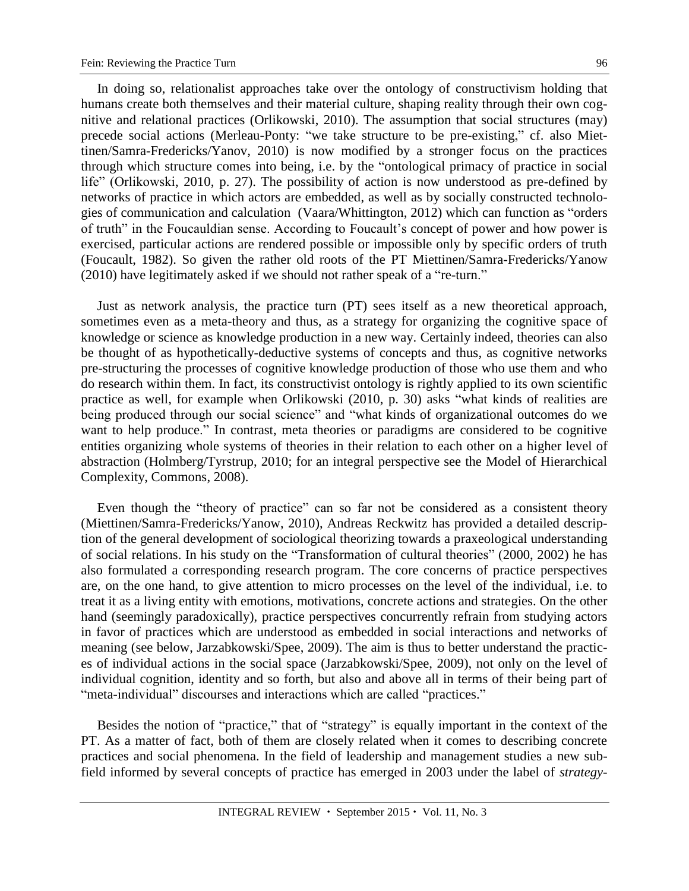In doing so, relationalist approaches take over the ontology of constructivism holding that humans create both themselves and their material culture, shaping reality through their own cognitive and relational practices (Orlikowski, 2010). The assumption that social structures (may) precede social actions (Merleau-Ponty: "we take structure to be pre-existing," cf. also Miettinen/Samra-Fredericks/Yanov, 2010) is now modified by a stronger focus on the practices through which structure comes into being, i.e. by the "ontological primacy of practice in social life" (Orlikowski, 2010, p. 27). The possibility of action is now understood as pre-defined by networks of practice in which actors are embedded, as well as by socially constructed technologies of communication and calculation (Vaara/Whittington, 2012) which can function as "orders of truth" in the Foucauldian sense. According to Foucault's concept of power and how power is exercised, particular actions are rendered possible or impossible only by specific orders of truth (Foucault, 1982). So given the rather old roots of the PT Miettinen/Samra-Fredericks/Yanow (2010) have legitimately asked if we should not rather speak of a "re-turn."

Just as network analysis, the practice turn (PT) sees itself as a new theoretical approach, sometimes even as a meta-theory and thus, as a strategy for organizing the cognitive space of knowledge or science as knowledge production in a new way. Certainly indeed, theories can also be thought of as hypothetically-deductive systems of concepts and thus, as cognitive networks pre-structuring the processes of cognitive knowledge production of those who use them and who do research within them. In fact, its constructivist ontology is rightly applied to its own scientific practice as well, for example when Orlikowski (2010, p. 30) asks "what kinds of realities are being produced through our social science" and "what kinds of organizational outcomes do we want to help produce." In contrast, meta theories or paradigms are considered to be cognitive entities organizing whole systems of theories in their relation to each other on a higher level of abstraction (Holmberg/Tyrstrup, 2010; for an integral perspective see the Model of Hierarchical Complexity, Commons, 2008).

Even though the "theory of practice" can so far not be considered as a consistent theory (Miettinen/Samra-Fredericks/Yanow, 2010), Andreas Reckwitz has provided a detailed description of the general development of sociological theorizing towards a praxeological understanding of social relations. In his study on the "Transformation of cultural theories" (2000, 2002) he has also formulated a corresponding research program. The core concerns of practice perspectives are, on the one hand, to give attention to micro processes on the level of the individual, i.e. to treat it as a living entity with emotions, motivations, concrete actions and strategies. On the other hand (seemingly paradoxically), practice perspectives concurrently refrain from studying actors in favor of practices which are understood as embedded in social interactions and networks of meaning (see below, Jarzabkowski/Spee, 2009). The aim is thus to better understand the practices of individual actions in the social space (Jarzabkowski/Spee, 2009), not only on the level of individual cognition, identity and so forth, but also and above all in terms of their being part of "meta-individual" discourses and interactions which are called "practices."

Besides the notion of "practice," that of "strategy" is equally important in the context of the PT. As a matter of fact, both of them are closely related when it comes to describing concrete practices and social phenomena. In the field of leadership and management studies a new subfield informed by several concepts of practice has emerged in 2003 under the label of *strategy-*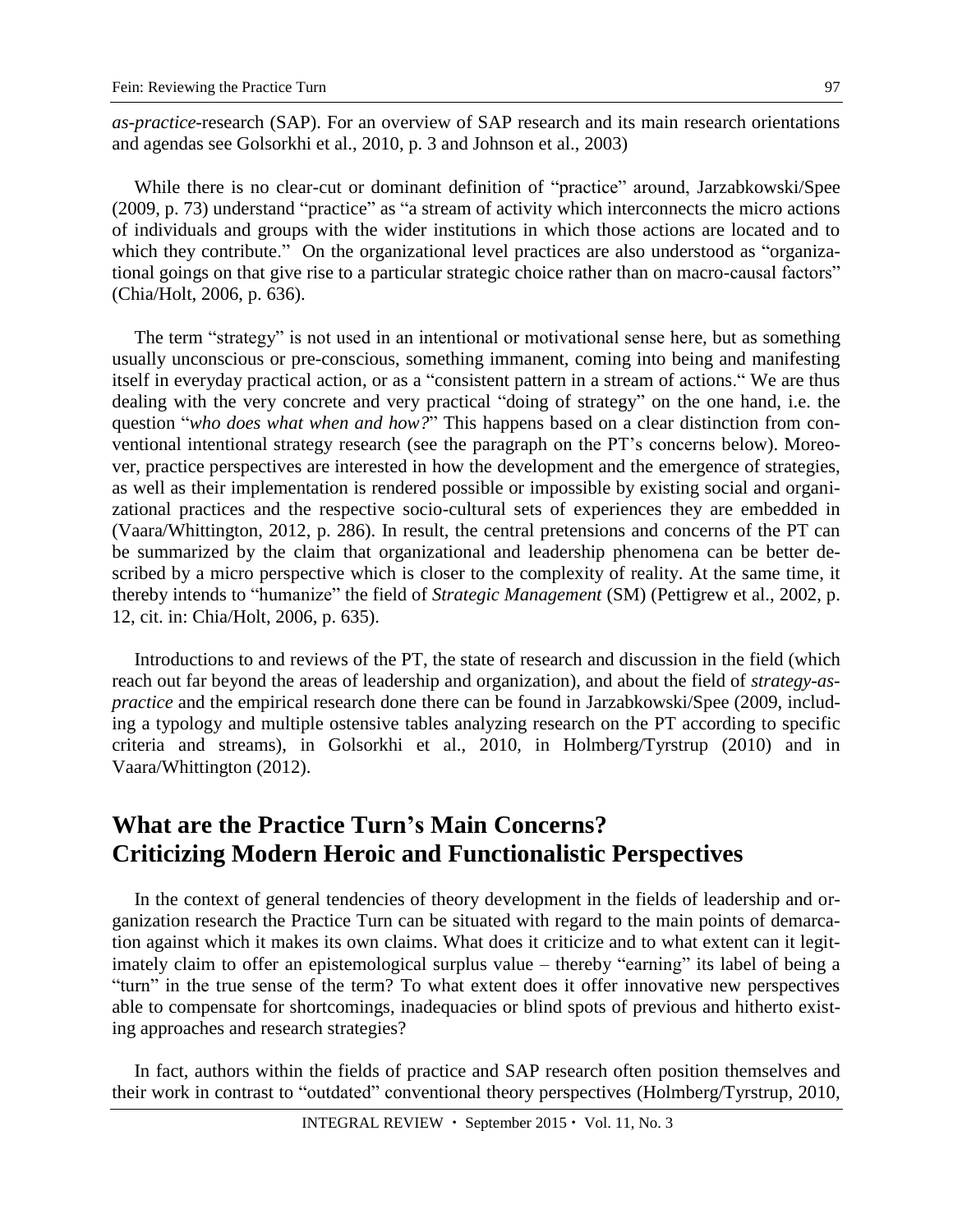*as-practice*-research (SAP). For an overview of SAP research and its main research orientations and agendas see Golsorkhi et al., 2010, p. 3 and Johnson et al., 2003)

While there is no clear-cut or dominant definition of "practice" around, Jarzabkowski/Spee (2009, p. 73) understand "practice" as "a stream of activity which interconnects the micro actions of individuals and groups with the wider institutions in which those actions are located and to which they contribute." On the organizational level practices are also understood as "organizational goings on that give rise to a particular strategic choice rather than on macro-causal factors" (Chia/Holt, 2006, p. 636).

The term "strategy" is not used in an intentional or motivational sense here, but as something usually unconscious or pre-conscious, something immanent, coming into being and manifesting itself in everyday practical action, or as a "consistent pattern in a stream of actions." We are thus dealing with the very concrete and very practical "doing of strategy" on the one hand, i.e. the question "*who does what when and how?*" This happens based on a clear distinction from conventional intentional strategy research (see the paragraph on the PT's concerns below). Moreover, practice perspectives are interested in how the development and the emergence of strategies, as well as their implementation is rendered possible or impossible by existing social and organizational practices and the respective socio-cultural sets of experiences they are embedded in (Vaara/Whittington, 2012, p. 286). In result, the central pretensions and concerns of the PT can be summarized by the claim that organizational and leadership phenomena can be better described by a micro perspective which is closer to the complexity of reality. At the same time, it thereby intends to "humanize" the field of *Strategic Management* (SM) (Pettigrew et al., 2002, p. 12, cit. in: Chia/Holt, 2006, p. 635).

Introductions to and reviews of the PT, the state of research and discussion in the field (which reach out far beyond the areas of leadership and organization), and about the field of *strategy-as-practice* and the empirical research done there can be found in Jarzabkowski/Spee (2009, including a typology and multiple ostensive tables analyzing research on the PT according to specific criteria and streams), in Golsorkhi et al., 2010, in Holmberg/Tyrstrup (2010) and in Vaara/Whittington (2012).

## What are the Practice Turn's Main Concerns? Criticizing Modern Heroic and Functionalistic Perspectives

In the context of general tendencies of theory development in the fields of leadership and organization research the Practice Turn can be situated with regard to the main points of demarcation against which it makes its own claims. What does it criticize and to what extent can it legitimately claim to offer an epistemological surplus value – thereby "earning" its label of being a "turn" in the true sense of the term? To what extent does it offer innovative new perspectives able to compensate for shortcomings, inadequacies or blind spots of previous and hitherto existing approaches and research strategies?

In fact, authors within the fields of practice and SAP research often position themselves and their work in contrast to "outdated" conventional theory perspectives (Holmberg/Tyrstrup, 2010,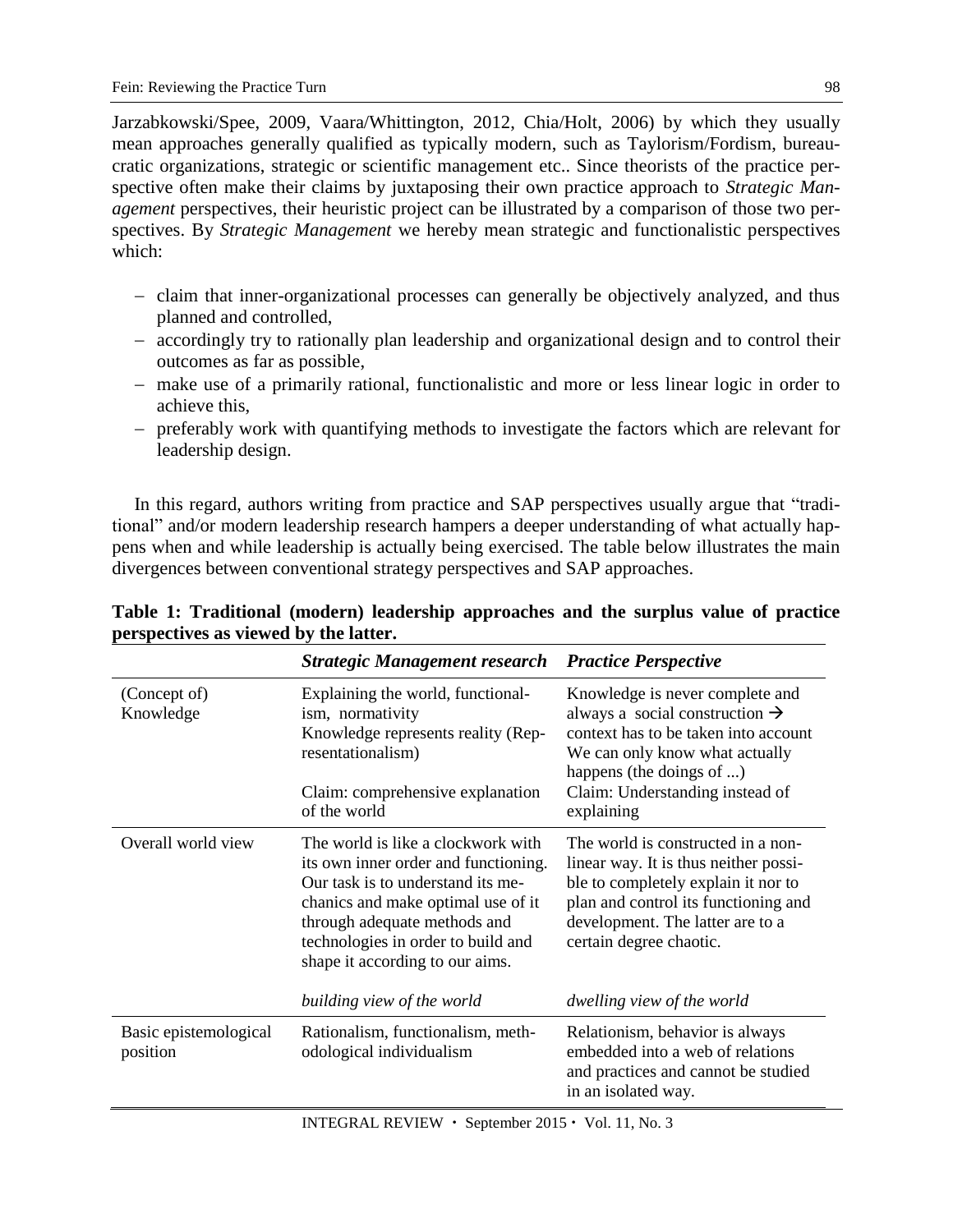Jarzabkowski/Spee, 2009, Vaara/Whittington, 2012, Chia/Holt, 2006) by which they usually mean approaches generally qualified as typically modern, such as Taylorism/Fordism, bureaucratic organizations, strategic or scientific management etc.. Since theorists of the practice perspective often make their claims by juxtaposing their own practice approach to *Strategic Management* perspectives, their heuristic project can be illustrated by a comparison of those two perspectives. By *Strategic Management* we hereby mean strategic and functionalistic perspectives which:

- claim that inner-organizational processes can generally be objectively analyzed, and thus planned and controlled,
- accordingly try to rationally plan leadership and organizational design and to control their outcomes as far as possible,
- make use of a primarily rational, functionalistic and more or less linear logic in order to achieve this,
- preferably work with quantifying methods to investigate the factors which are relevant for leadership design.

In this regard, authors writing from practice and SAP perspectives usually argue that "traditional" and/or modern leadership research hampers a deeper understanding of what actually happens when and while leadership is actually being exercised. The table below illustrates the main divergences between conventional strategy perspectives and SAP approaches.

**Table 1: Traditional (modern) leadership approaches and the surplus value of practice perspectives as viewed by the latter.**

| | ***Strategic Management research*** | ***Practice Perspective*** |
|---|---|---|
| (Concept of) Knowledge | Explaining the world, functionalism, normativity<br>Knowledge represents reality (Representationalism)<br><br>Claim: comprehensive explanation of the world | Knowledge is never complete and always a social construction → context has to be taken into account<br>We can only know what actually happens (the doings of ...)<br>Claim: Understanding instead of explaining |
| Overall world view | The world is like a clockwork with its own inner order and functioning. Our task is to understand its mechanics and make optimal use of it through adequate methods and technologies in order to build and shape it according to our aims.<br><br>*building view of the world* | The world is constructed in a non-linear way. It is thus neither possible to completely explain it nor to plan and control its functioning and development. The latter are to a certain degree chaotic.<br><br>*dwelling view of the world* |
| Basic epistemological position | Rationalism, functionalism, methodological individualism | Relationism, behavior is always embedded into a web of relations and practices and cannot be studied in an isolated way. |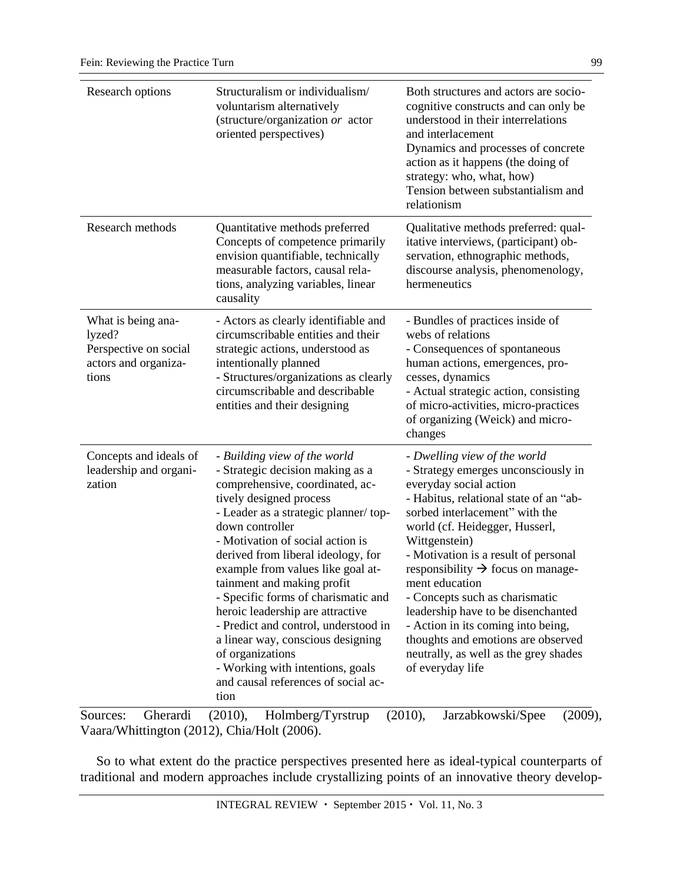| | | |
|---|---|---|
| Research options | Structuralism or individualism/ voluntarism alternatively (structure/organization *or* actor oriented perspectives) | Both structures and actors are socio-cognitive constructs and can only be understood in their interrelations and interlacement<br>Dynamics and processes of concrete action as it happens (the doing of strategy: who, what, how)<br>Tension between substantialism and relationism |
| Research methods | Quantitative methods preferred<br>Concepts of competence primarily envision quantifiable, technically measurable factors, causal relations, analyzing variables, linear causality | Qualitative methods preferred: qualitative interviews, (participant) observation, ethnographic methods, discourse analysis, phenomenology, hermeneutics |
| What is being analyzed?<br>Perspective on social actors and organizations | - Actors as clearly identifiable and circumscribable entities and their strategic actions, understood as intentionally planned<br>- Structures/organizations as clearly circumscribable and describable entities and their designing | - Bundles of practices inside of webs of relations<br>- Consequences of spontaneous human actions, emergences, processes, dynamics<br>- Actual strategic action, consisting of micro-activities, micro-practices of organizing (Weick) and micro-changes |
| Concepts and ideals of leadership and organization | - *Building view of the world*<br>- Strategic decision making as a comprehensive, coordinated, actively designed process<br>- Leader as a strategic planner/ top-down controller<br>- Motivation of social action is derived from liberal ideology, for example from values like goal attainment and making profit<br>- Specific forms of charismatic and heroic leadership are attractive<br>- Predict and control, understood in a linear way, conscious designing of organizations<br>- Working with intentions, goals and causal references of social action | - *Dwelling view of the world*<br>- Strategy emerges unconsciously in everyday social action<br>- Habitus, relational state of an "absorbed interlacement" with the world (cf. Heidegger, Husserl, Wittgenstein)<br>- Motivation is a result of personal responsibility → focus on management education<br>- Concepts such as charismatic leadership have to be disenchanted<br>- Action in its coming into being, thoughts and emotions are observed neutrally, as well as the grey shades of everyday life |

Sources: Gherardi (2010), Holmberg/Tyrstrup (2010), Jarzabkowski/Spee (2009), Vaara/Whittington (2012), Chia/Holt (2006).

So to what extent do the practice perspectives presented here as ideal-typical counterparts of traditional and modern approaches include crystallizing points of an innovative theory develop-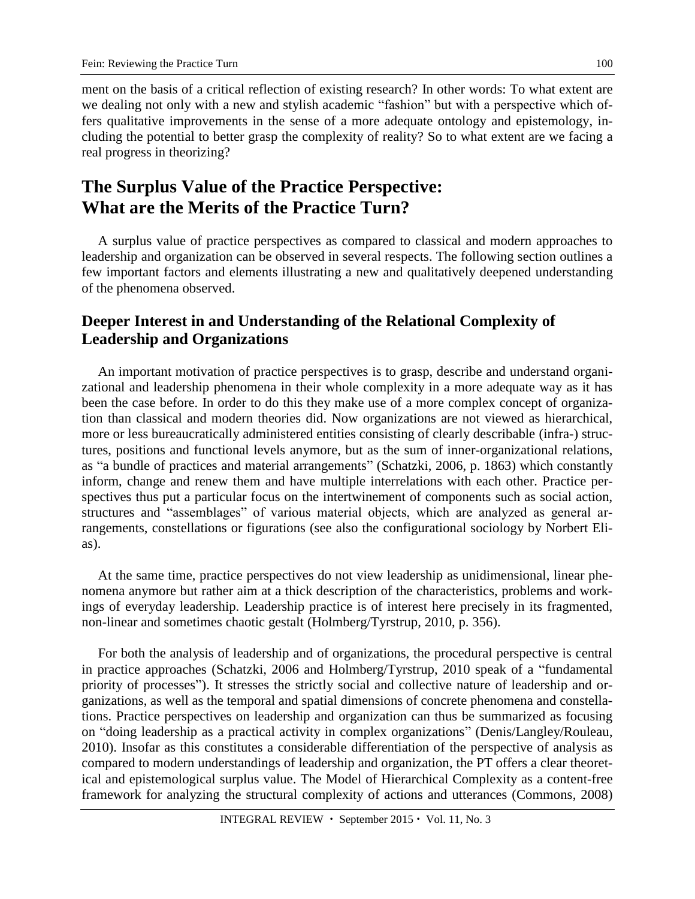ment on the basis of a critical reflection of existing research? In other words: To what extent are we dealing not only with a new and stylish academic "fashion" but with a perspective which offers qualitative improvements in the sense of a more adequate ontology and epistemology, including the potential to better grasp the complexity of reality? So to what extent are we facing a real progress in theorizing?

## The Surplus Value of the Practice Perspective: What are the Merits of the Practice Turn?

A surplus value of practice perspectives as compared to classical and modern approaches to leadership and organization can be observed in several respects. The following section outlines a few important factors and elements illustrating a new and qualitatively deepened understanding of the phenomena observed.

### Deeper Interest in and Understanding of the Relational Complexity of Leadership and Organizations

An important motivation of practice perspectives is to grasp, describe and understand organizational and leadership phenomena in their whole complexity in a more adequate way as it has been the case before. In order to do this they make use of a more complex concept of organization than classical and modern theories did. Now organizations are not viewed as hierarchical, more or less bureaucratically administered entities consisting of clearly describable (infra-) structures, positions and functional levels anymore, but as the sum of inner-organizational relations, as "a bundle of practices and material arrangements" (Schatzki, 2006, p. 1863) which constantly inform, change and renew them and have multiple interrelations with each other. Practice perspectives thus put a particular focus on the intertwinement of components such as social action, structures and "assemblages" of various material objects, which are analyzed as general arrangements, constellations or figurations (see also the configurational sociology by Norbert Elias).

At the same time, practice perspectives do not view leadership as unidimensional, linear phenomena anymore but rather aim at a thick description of the characteristics, problems and workings of everyday leadership. Leadership practice is of interest here precisely in its fragmented, non-linear and sometimes chaotic gestalt (Holmberg/Tyrstrup, 2010, p. 356).

For both the analysis of leadership and of organizations, the procedural perspective is central in practice approaches (Schatzki, 2006 and Holmberg/Tyrstrup, 2010 speak of a "fundamental priority of processes"). It stresses the strictly social and collective nature of leadership and organizations, as well as the temporal and spatial dimensions of concrete phenomena and constellations. Practice perspectives on leadership and organization can thus be summarized as focusing on "doing leadership as a practical activity in complex organizations" (Denis/Langley/Rouleau, 2010). Insofar as this constitutes a considerable differentiation of the perspective of analysis as compared to modern understandings of leadership and organization, the PT offers a clear theoretical and epistemological surplus value. The Model of Hierarchical Complexity as a content-free framework for analyzing the structural complexity of actions and utterances (Commons, 2008)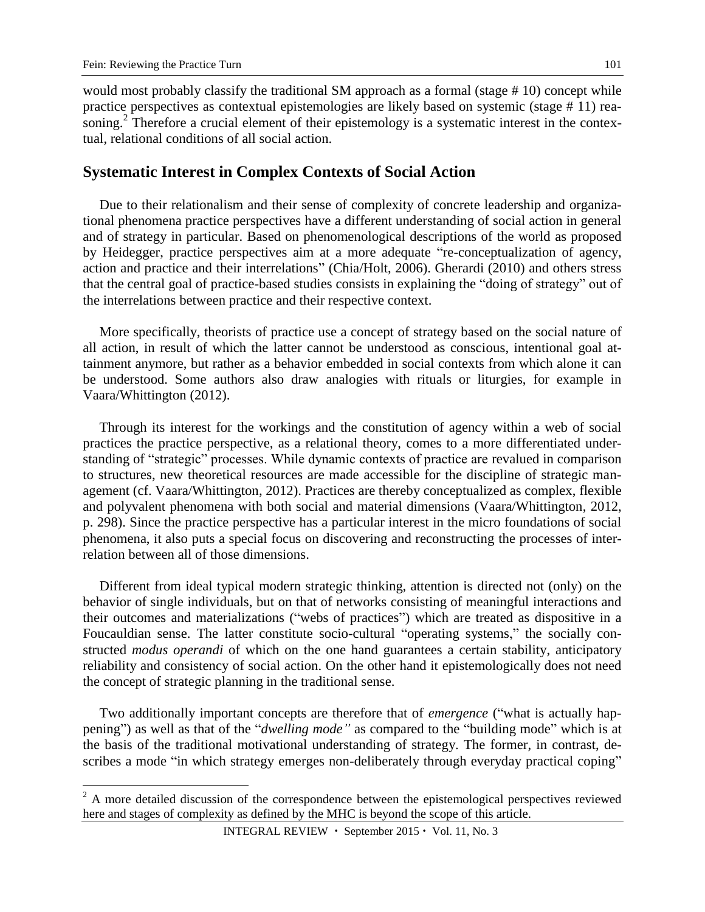would most probably classify the traditional SM approach as a formal (stage # 10) concept while practice perspectives as contextual epistemologies are likely based on systemic (stage # 11) reasoning.[2] Therefore a crucial element of their epistemology is a systematic interest in the contextual, relational conditions of all social action.

## Systematic Interest in Complex Contexts of Social Action

Due to their relationalism and their sense of complexity of concrete leadership and organizational phenomena practice perspectives have a different understanding of social action in general and of strategy in particular. Based on phenomenological descriptions of the world as proposed by Heidegger, practice perspectives aim at a more adequate "re-conceptualization of agency, action and practice and their interrelations" (Chia/Holt, 2006). Gherardi (2010) and others stress that the central goal of practice-based studies consists in explaining the "doing of strategy" out of the interrelations between practice and their respective context.

More specifically, theorists of practice use a concept of strategy based on the social nature of all action, in result of which the latter cannot be understood as conscious, intentional goal attainment anymore, but rather as a behavior embedded in social contexts from which alone it can be understood. Some authors also draw analogies with rituals or liturgies, for example in Vaara/Whittington (2012).

Through its interest for the workings and the constitution of agency within a web of social practices the practice perspective, as a relational theory, comes to a more differentiated understanding of "strategic" processes. While dynamic contexts of practice are revalued in comparison to structures, new theoretical resources are made accessible for the discipline of strategic management (cf. Vaara/Whittington, 2012). Practices are thereby conceptualized as complex, flexible and polyvalent phenomena with both social and material dimensions (Vaara/Whittington, 2012, p. 298). Since the practice perspective has a particular interest in the micro foundations of social phenomena, it also puts a special focus on discovering and reconstructing the processes of interrelation between all of those dimensions.

Different from ideal typical modern strategic thinking, attention is directed not (only) on the behavior of single individuals, but on that of networks consisting of meaningful interactions and their outcomes and materializations ("webs of practices") which are treated as dispositive in a Foucauldian sense. The latter constitute socio-cultural "operating systems," the socially constructed *modus operandi* of which on the one hand guarantees a certain stability, anticipatory reliability and consistency of social action. On the other hand it epistemologically does not need the concept of strategic planning in the traditional sense.

Two additionally important concepts are therefore that of *emergence* ("what is actually happening") as well as that of the "*dwelling mode"* as compared to the "building mode" which is at the basis of the traditional motivational understanding of strategy. The former, in contrast, describes a mode "in which strategy emerges non-deliberately through everyday practical coping"

[2] A more detailed discussion of the correspondence between the epistemological perspectives reviewed here and stages of complexity as defined by the MHC is beyond the scope of this article.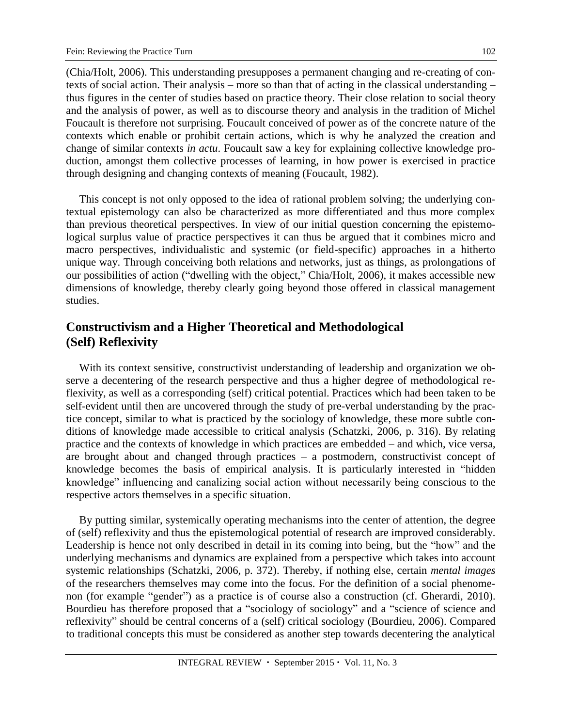(Chia/Holt, 2006). This understanding presupposes a permanent changing and re-creating of contexts of social action. Their analysis – more so than that of acting in the classical understanding – thus figures in the center of studies based on practice theory. Their close relation to social theory and the analysis of power, as well as to discourse theory and analysis in the tradition of Michel Foucault is therefore not surprising. Foucault conceived of power as of the concrete nature of the contexts which enable or prohibit certain actions, which is why he analyzed the creation and change of similar contexts *in actu*. Foucault saw a key for explaining collective knowledge production, amongst them collective processes of learning, in how power is exercised in practice through designing and changing contexts of meaning (Foucault, 1982).

This concept is not only opposed to the idea of rational problem solving; the underlying contextual epistemology can also be characterized as more differentiated and thus more complex than previous theoretical perspectives. In view of our initial question concerning the epistemological surplus value of practice perspectives it can thus be argued that it combines micro and macro perspectives, individualistic and systemic (or field-specific) approaches in a hitherto unique way. Through conceiving both relations and networks, just as things, as prolongations of our possibilities of action ("dwelling with the object," Chia/Holt, 2006), it makes accessible new dimensions of knowledge, thereby clearly going beyond those offered in classical management studies.

## Constructivism and a Higher Theoretical and Methodological (Self) Reflexivity

With its context sensitive, constructivist understanding of leadership and organization we observe a decentering of the research perspective and thus a higher degree of methodological reflexivity, as well as a corresponding (self) critical potential. Practices which had been taken to be self-evident until then are uncovered through the study of pre-verbal understanding by the practice concept, similar to what is practiced by the sociology of knowledge, these more subtle conditions of knowledge made accessible to critical analysis (Schatzki, 2006, p. 316). By relating practice and the contexts of knowledge in which practices are embedded – and which, vice versa, are brought about and changed through practices – a postmodern, constructivist concept of knowledge becomes the basis of empirical analysis. It is particularly interested in "hidden knowledge" influencing and canalizing social action without necessarily being conscious to the respective actors themselves in a specific situation.

By putting similar, systemically operating mechanisms into the center of attention, the degree of (self) reflexivity and thus the epistemological potential of research are improved considerably. Leadership is hence not only described in detail in its coming into being, but the "how" and the underlying mechanisms and dynamics are explained from a perspective which takes into account systemic relationships (Schatzki, 2006, p. 372). Thereby, if nothing else, certain *mental images* of the researchers themselves may come into the focus. For the definition of a social phenomenon (for example "gender") as a practice is of course also a construction (cf. Gherardi, 2010). Bourdieu has therefore proposed that a "sociology of sociology" and a "science of science and reflexivity" should be central concerns of a (self) critical sociology (Bourdieu, 2006). Compared to traditional concepts this must be considered as another step towards decentering the analytical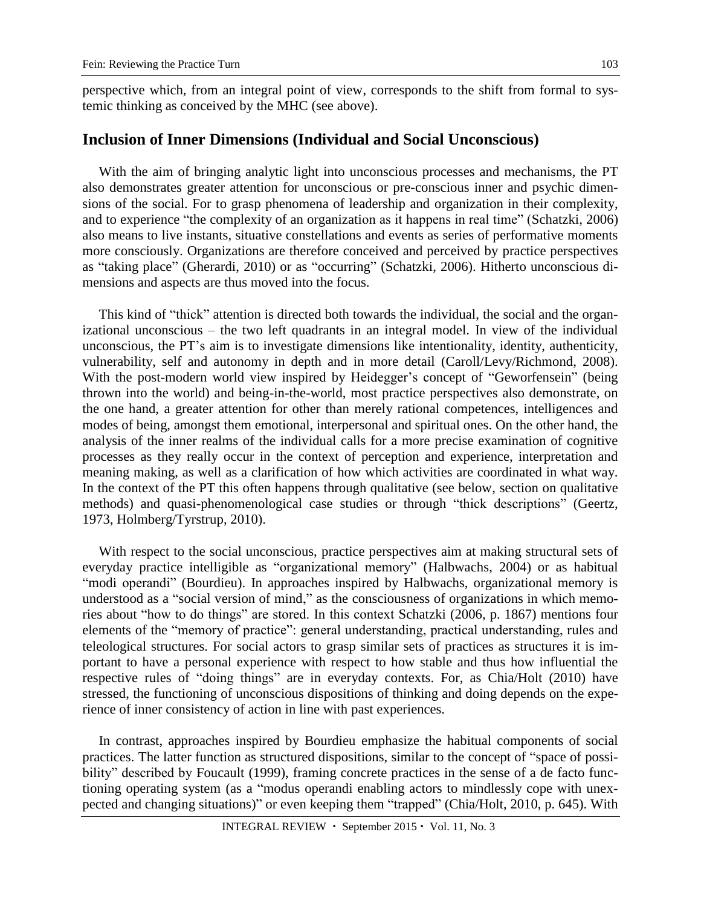perspective which, from an integral point of view, corresponds to the shift from formal to systemic thinking as conceived by the MHC (see above).

## Inclusion of Inner Dimensions (Individual and Social Unconscious)

With the aim of bringing analytic light into unconscious processes and mechanisms, the PT also demonstrates greater attention for unconscious or pre-conscious inner and psychic dimensions of the social. For to grasp phenomena of leadership and organization in their complexity, and to experience "the complexity of an organization as it happens in real time" (Schatzki, 2006) also means to live instants, situative constellations and events as series of performative moments more consciously. Organizations are therefore conceived and perceived by practice perspectives as "taking place" (Gherardi, 2010) or as "occurring" (Schatzki, 2006). Hitherto unconscious dimensions and aspects are thus moved into the focus.

This kind of "thick" attention is directed both towards the individual, the social and the organizational unconscious – the two left quadrants in an integral model. In view of the individual unconscious, the PT's aim is to investigate dimensions like intentionality, identity, authenticity, vulnerability, self and autonomy in depth and in more detail (Caroll/Levy/Richmond, 2008). With the post-modern world view inspired by Heidegger's concept of "Geworfensein" (being thrown into the world) and being-in-the-world, most practice perspectives also demonstrate, on the one hand, a greater attention for other than merely rational competences, intelligences and modes of being, amongst them emotional, interpersonal and spiritual ones. On the other hand, the analysis of the inner realms of the individual calls for a more precise examination of cognitive processes as they really occur in the context of perception and experience, interpretation and meaning making, as well as a clarification of how which activities are coordinated in what way. In the context of the PT this often happens through qualitative (see below, section on qualitative methods) and quasi-phenomenological case studies or through "thick descriptions" (Geertz, 1973, Holmberg/Tyrstrup, 2010).

With respect to the social unconscious, practice perspectives aim at making structural sets of everyday practice intelligible as "organizational memory" (Halbwachs, 2004) or as habitual "modi operandi" (Bourdieu). In approaches inspired by Halbwachs, organizational memory is understood as a "social version of mind," as the consciousness of organizations in which memories about "how to do things" are stored. In this context Schatzki (2006, p. 1867) mentions four elements of the "memory of practice": general understanding, practical understanding, rules and teleological structures. For social actors to grasp similar sets of practices as structures it is important to have a personal experience with respect to how stable and thus how influential the respective rules of "doing things" are in everyday contexts. For, as Chia/Holt (2010) have stressed, the functioning of unconscious dispositions of thinking and doing depends on the experience of inner consistency of action in line with past experiences.

In contrast, approaches inspired by Bourdieu emphasize the habitual components of social practices. The latter function as structured dispositions, similar to the concept of "space of possibility" described by Foucault (1999), framing concrete practices in the sense of a de facto functioning operating system (as a "modus operandi enabling actors to mindlessly cope with unexpected and changing situations)" or even keeping them "trapped" (Chia/Holt, 2010, p. 645). With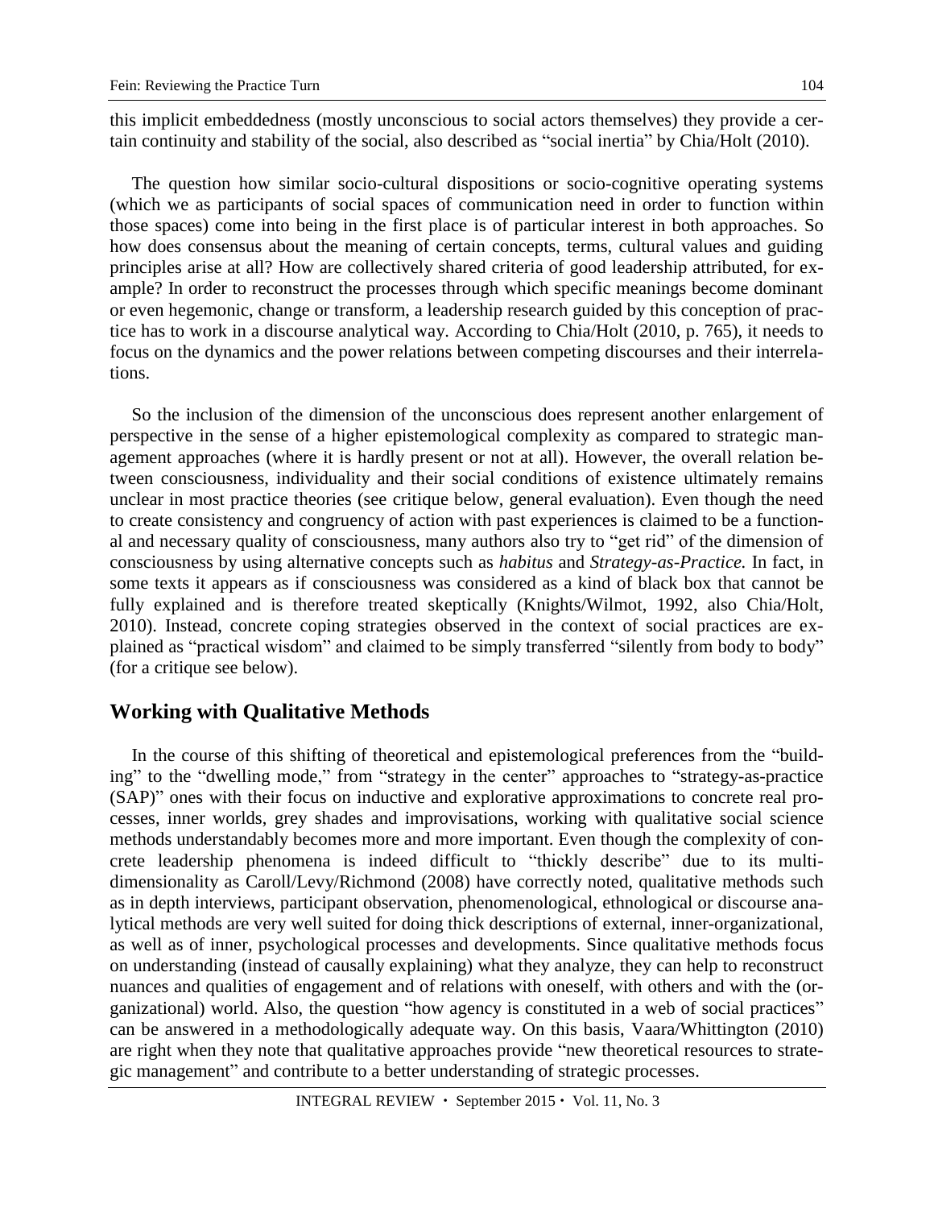this implicit embeddedness (mostly unconscious to social actors themselves) they provide a certain continuity and stability of the social, also described as "social inertia" by Chia/Holt (2010).

The question how similar socio-cultural dispositions or socio-cognitive operating systems (which we as participants of social spaces of communication need in order to function within those spaces) come into being in the first place is of particular interest in both approaches. So how does consensus about the meaning of certain concepts, terms, cultural values and guiding principles arise at all? How are collectively shared criteria of good leadership attributed, for example? In order to reconstruct the processes through which specific meanings become dominant or even hegemonic, change or transform, a leadership research guided by this conception of practice has to work in a discourse analytical way. According to Chia/Holt (2010, p. 765), it needs to focus on the dynamics and the power relations between competing discourses and their interrelations.

So the inclusion of the dimension of the unconscious does represent another enlargement of perspective in the sense of a higher epistemological complexity as compared to strategic management approaches (where it is hardly present or not at all). However, the overall relation between consciousness, individuality and their social conditions of existence ultimately remains unclear in most practice theories (see critique below, general evaluation). Even though the need to create consistency and congruency of action with past experiences is claimed to be a functional and necessary quality of consciousness, many authors also try to "get rid" of the dimension of consciousness by using alternative concepts such as *habitus* and *Strategy-as-Practice.* In fact, in some texts it appears as if consciousness was considered as a kind of black box that cannot be fully explained and is therefore treated skeptically (Knights/Wilmot, 1992, also Chia/Holt, 2010). Instead, concrete coping strategies observed in the context of social practices are explained as "practical wisdom" and claimed to be simply transferred "silently from body to body" (for a critique see below).

## Working with Qualitative Methods

In the course of this shifting of theoretical and epistemological preferences from the "building" to the "dwelling mode," from "strategy in the center" approaches to "strategy-as-practice (SAP)" ones with their focus on inductive and explorative approximations to concrete real processes, inner worlds, grey shades and improvisations, working with qualitative social science methods understandably becomes more and more important. Even though the complexity of concrete leadership phenomena is indeed difficult to "thickly describe" due to its multidimensionality as Caroll/Levy/Richmond (2008) have correctly noted, qualitative methods such as in depth interviews, participant observation, phenomenological, ethnological or discourse analytical methods are very well suited for doing thick descriptions of external, inner-organizational, as well as of inner, psychological processes and developments. Since qualitative methods focus on understanding (instead of causally explaining) what they analyze, they can help to reconstruct nuances and qualities of engagement and of relations with oneself, with others and with the (organizational) world. Also, the question "how agency is constituted in a web of social practices" can be answered in a methodologically adequate way. On this basis, Vaara/Whittington (2010) are right when they note that qualitative approaches provide "new theoretical resources to strategic management" and contribute to a better understanding of strategic processes.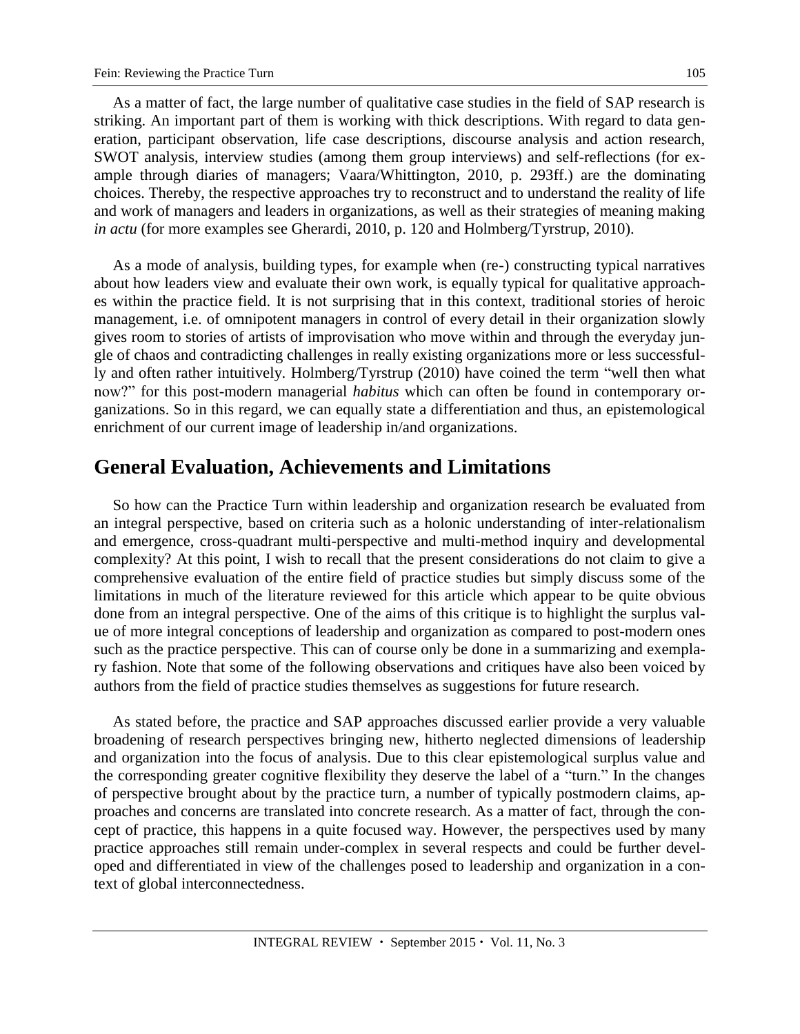As a matter of fact, the large number of qualitative case studies in the field of SAP research is striking. An important part of them is working with thick descriptions. With regard to data generation, participant observation, life case descriptions, discourse analysis and action research, SWOT analysis, interview studies (among them group interviews) and self-reflections (for example through diaries of managers; Vaara/Whittington, 2010, p. 293ff.) are the dominating choices. Thereby, the respective approaches try to reconstruct and to understand the reality of life and work of managers and leaders in organizations, as well as their strategies of meaning making *in actu* (for more examples see Gherardi, 2010, p. 120 and Holmberg/Tyrstrup, 2010).

As a mode of analysis, building types, for example when (re-) constructing typical narratives about how leaders view and evaluate their own work, is equally typical for qualitative approaches within the practice field. It is not surprising that in this context, traditional stories of heroic management, i.e. of omnipotent managers in control of every detail in their organization slowly gives room to stories of artists of improvisation who move within and through the everyday jungle of chaos and contradicting challenges in really existing organizations more or less successfully and often rather intuitively. Holmberg/Tyrstrup (2010) have coined the term "well then what now?" for this post-modern managerial *habitus* which can often be found in contemporary organizations. So in this regard, we can equally state a differentiation and thus, an epistemological enrichment of our current image of leadership in/and organizations.

## General Evaluation, Achievements and Limitations

So how can the Practice Turn within leadership and organization research be evaluated from an integral perspective, based on criteria such as a holonic understanding of inter-relationalism and emergence, cross-quadrant multi-perspective and multi-method inquiry and developmental complexity? At this point, I wish to recall that the present considerations do not claim to give a comprehensive evaluation of the entire field of practice studies but simply discuss some of the limitations in much of the literature reviewed for this article which appear to be quite obvious done from an integral perspective. One of the aims of this critique is to highlight the surplus value of more integral conceptions of leadership and organization as compared to post-modern ones such as the practice perspective. This can of course only be done in a summarizing and exemplary fashion. Note that some of the following observations and critiques have also been voiced by authors from the field of practice studies themselves as suggestions for future research.

As stated before, the practice and SAP approaches discussed earlier provide a very valuable broadening of research perspectives bringing new, hitherto neglected dimensions of leadership and organization into the focus of analysis. Due to this clear epistemological surplus value and the corresponding greater cognitive flexibility they deserve the label of a "turn." In the changes of perspective brought about by the practice turn, a number of typically postmodern claims, approaches and concerns are translated into concrete research. As a matter of fact, through the concept of practice, this happens in a quite focused way. However, the perspectives used by many practice approaches still remain under-complex in several respects and could be further developed and differentiated in view of the challenges posed to leadership and organization in a context of global interconnectedness.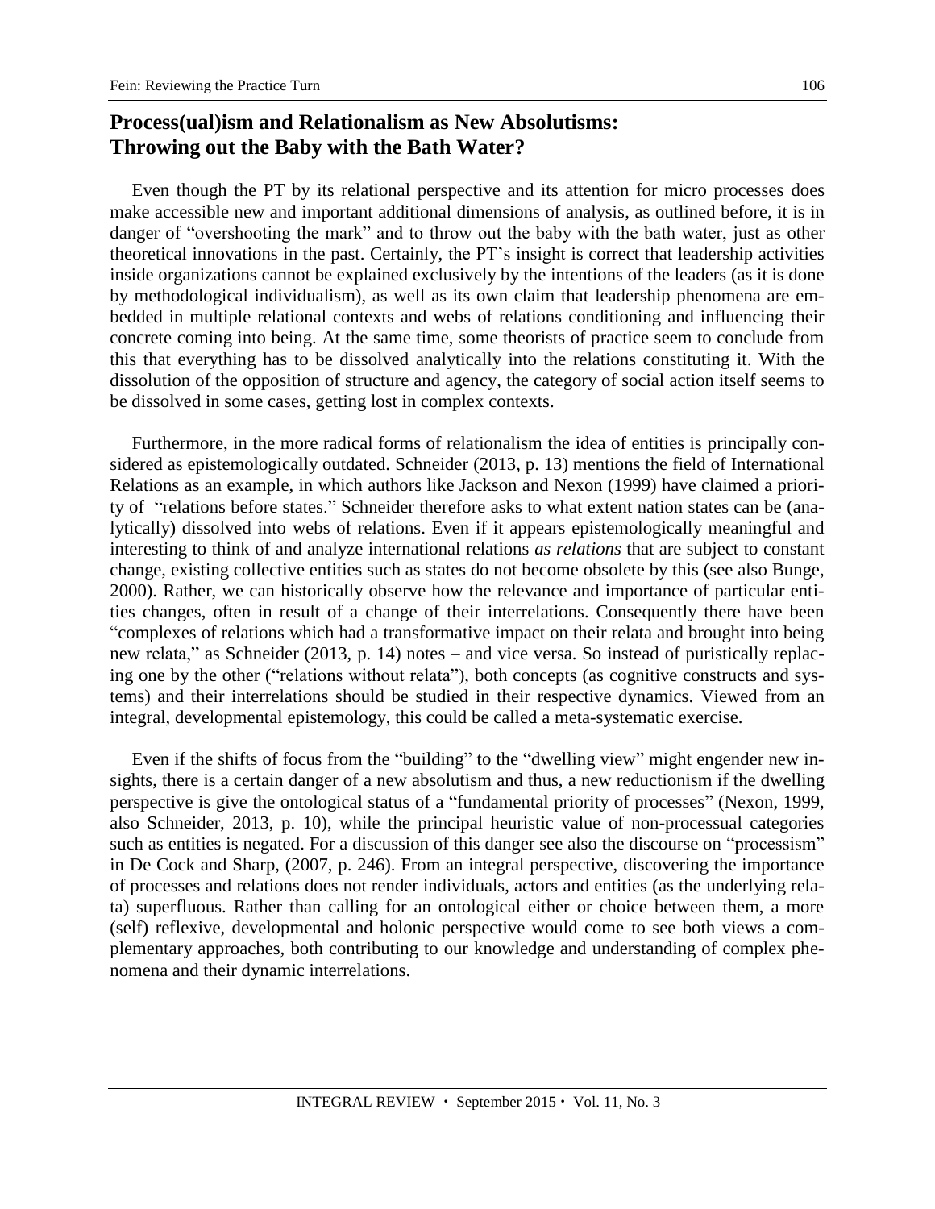## Process(ual)ism and Relationalism as New Absolutisms: Throwing out the Baby with the Bath Water?

Even though the PT by its relational perspective and its attention for micro processes does make accessible new and important additional dimensions of analysis, as outlined before, it is in danger of "overshooting the mark" and to throw out the baby with the bath water, just as other theoretical innovations in the past. Certainly, the PT's insight is correct that leadership activities inside organizations cannot be explained exclusively by the intentions of the leaders (as it is done by methodological individualism), as well as its own claim that leadership phenomena are embedded in multiple relational contexts and webs of relations conditioning and influencing their concrete coming into being. At the same time, some theorists of practice seem to conclude from this that everything has to be dissolved analytically into the relations constituting it. With the dissolution of the opposition of structure and agency, the category of social action itself seems to be dissolved in some cases, getting lost in complex contexts.

Furthermore, in the more radical forms of relationalism the idea of entities is principally considered as epistemologically outdated. Schneider (2013, p. 13) mentions the field of International Relations as an example, in which authors like Jackson and Nexon (1999) have claimed a priority of "relations before states." Schneider therefore asks to what extent nation states can be (analytically) dissolved into webs of relations. Even if it appears epistemologically meaningful and interesting to think of and analyze international relations *as relations* that are subject to constant change, existing collective entities such as states do not become obsolete by this (see also Bunge, 2000). Rather, we can historically observe how the relevance and importance of particular entities changes, often in result of a change of their interrelations. Consequently there have been "complexes of relations which had a transformative impact on their relata and brought into being new relata," as Schneider (2013, p. 14) notes – and vice versa. So instead of puristically replacing one by the other ("relations without relata"), both concepts (as cognitive constructs and systems) and their interrelations should be studied in their respective dynamics. Viewed from an integral, developmental epistemology, this could be called a meta-systematic exercise.

Even if the shifts of focus from the "building" to the "dwelling view" might engender new insights, there is a certain danger of a new absolutism and thus, a new reductionism if the dwelling perspective is give the ontological status of a "fundamental priority of processes" (Nexon, 1999, also Schneider, 2013, p. 10), while the principal heuristic value of non-processual categories such as entities is negated. For a discussion of this danger see also the discourse on "processism" in De Cock and Sharp, (2007, p. 246). From an integral perspective, discovering the importance of processes and relations does not render individuals, actors and entities (as the underlying relata) superfluous. Rather than calling for an ontological either or choice between them, a more (self) reflexive, developmental and holonic perspective would come to see both views a complementary approaches, both contributing to our knowledge and understanding of complex phenomena and their dynamic interrelations.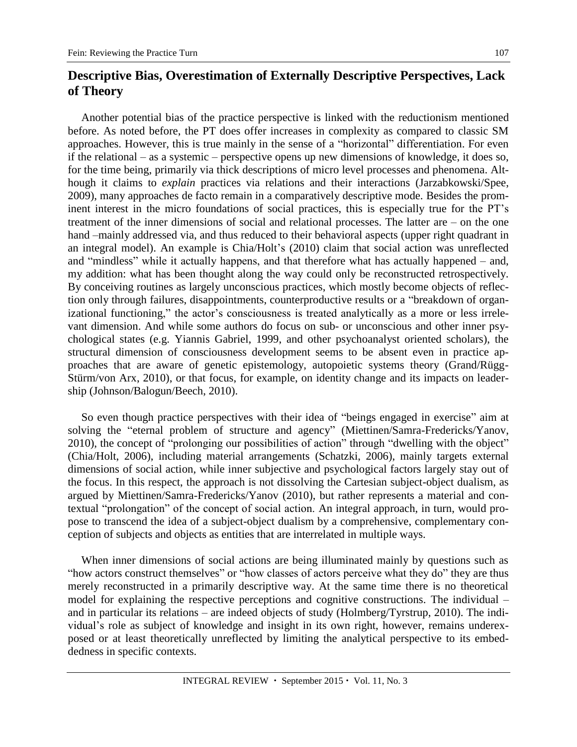## Descriptive Bias, Overestimation of Externally Descriptive Perspectives, Lack of Theory

Another potential bias of the practice perspective is linked with the reductionism mentioned before. As noted before, the PT does offer increases in complexity as compared to classic SM approaches. However, this is true mainly in the sense of a "horizontal" differentiation. For even if the relational – as a systemic – perspective opens up new dimensions of knowledge, it does so, for the time being, primarily via thick descriptions of micro level processes and phenomena. Although it claims to *explain* practices via relations and their interactions (Jarzabkowski/Spee, 2009), many approaches de facto remain in a comparatively descriptive mode. Besides the prominent interest in the micro foundations of social practices, this is especially true for the PT's treatment of the inner dimensions of social and relational processes. The latter are – on the one hand –mainly addressed via, and thus reduced to their behavioral aspects (upper right quadrant in an integral model). An example is Chia/Holt's (2010) claim that social action was unreflected and "mindless" while it actually happens, and that therefore what has actually happened – and, my addition: what has been thought along the way could only be reconstructed retrospectively. By conceiving routines as largely unconscious practices, which mostly become objects of reflection only through failures, disappointments, counterproductive results or a "breakdown of organizational functioning," the actor's consciousness is treated analytically as a more or less irrelevant dimension. And while some authors do focus on sub- or unconscious and other inner psychological states (e.g. Yiannis Gabriel, 1999, and other psychoanalyst oriented scholars), the structural dimension of consciousness development seems to be absent even in practice approaches that are aware of genetic epistemology, autopoietic systems theory (Grand/Rügg-Stürm/von Arx, 2010), or that focus, for example, on identity change and its impacts on leadership (Johnson/Balogun/Beech, 2010).

So even though practice perspectives with their idea of "beings engaged in exercise" aim at solving the "eternal problem of structure and agency" (Miettinen/Samra-Fredericks/Yanov, 2010), the concept of "prolonging our possibilities of action" through "dwelling with the object" (Chia/Holt, 2006), including material arrangements (Schatzki, 2006), mainly targets external dimensions of social action, while inner subjective and psychological factors largely stay out of the focus. In this respect, the approach is not dissolving the Cartesian subject-object dualism, as argued by Miettinen/Samra-Fredericks/Yanov (2010), but rather represents a material and contextual "prolongation" of the concept of social action. An integral approach, in turn, would propose to transcend the idea of a subject-object dualism by a comprehensive, complementary conception of subjects and objects as entities that are interrelated in multiple ways.

When inner dimensions of social actions are being illuminated mainly by questions such as "how actors construct themselves" or "how classes of actors perceive what they do" they are thus merely reconstructed in a primarily descriptive way. At the same time there is no theoretical model for explaining the respective perceptions and cognitive constructions. The individual – and in particular its relations – are indeed objects of study (Holmberg/Tyrstrup, 2010). The individual's role as subject of knowledge and insight in its own right, however, remains underexposed or at least theoretically unreflected by limiting the analytical perspective to its embeddedness in specific contexts.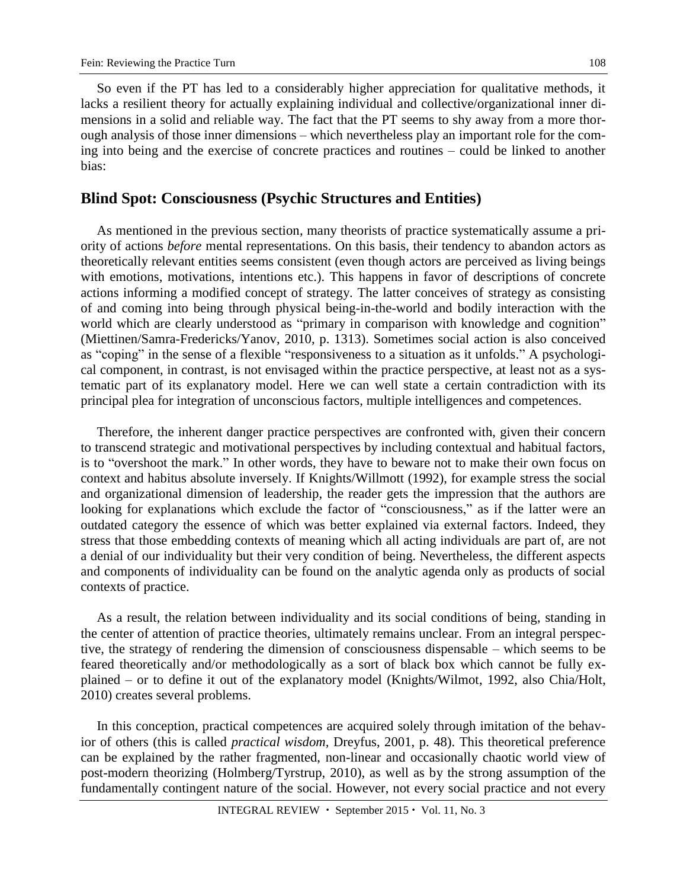So even if the PT has led to a considerably higher appreciation for qualitative methods, it lacks a resilient theory for actually explaining individual and collective/organizational inner dimensions in a solid and reliable way. The fact that the PT seems to shy away from a more thorough analysis of those inner dimensions – which nevertheless play an important role for the coming into being and the exercise of concrete practices and routines – could be linked to another bias:

## Blind Spot: Consciousness (Psychic Structures and Entities)

As mentioned in the previous section, many theorists of practice systematically assume a priority of actions *before* mental representations. On this basis, their tendency to abandon actors as theoretically relevant entities seems consistent (even though actors are perceived as living beings with emotions, motivations, intentions etc.). This happens in favor of descriptions of concrete actions informing a modified concept of strategy. The latter conceives of strategy as consisting of and coming into being through physical being-in-the-world and bodily interaction with the world which are clearly understood as "primary in comparison with knowledge and cognition" (Miettinen/Samra-Fredericks/Yanov, 2010, p. 1313). Sometimes social action is also conceived as "coping" in the sense of a flexible "responsiveness to a situation as it unfolds." A psychological component, in contrast, is not envisaged within the practice perspective, at least not as a systematic part of its explanatory model. Here we can well state a certain contradiction with its principal plea for integration of unconscious factors, multiple intelligences and competences.

Therefore, the inherent danger practice perspectives are confronted with, given their concern to transcend strategic and motivational perspectives by including contextual and habitual factors, is to "overshoot the mark." In other words, they have to beware not to make their own focus on context and habitus absolute inversely. If Knights/Willmott (1992), for example stress the social and organizational dimension of leadership, the reader gets the impression that the authors are looking for explanations which exclude the factor of "consciousness," as if the latter were an outdated category the essence of which was better explained via external factors. Indeed, they stress that those embedding contexts of meaning which all acting individuals are part of, are not a denial of our individuality but their very condition of being. Nevertheless, the different aspects and components of individuality can be found on the analytic agenda only as products of social contexts of practice.

As a result, the relation between individuality and its social conditions of being, standing in the center of attention of practice theories, ultimately remains unclear. From an integral perspective, the strategy of rendering the dimension of consciousness dispensable – which seems to be feared theoretically and/or methodologically as a sort of black box which cannot be fully explained – or to define it out of the explanatory model (Knights/Wilmot, 1992, also Chia/Holt, 2010) creates several problems.

In this conception, practical competences are acquired solely through imitation of the behavior of others (this is called *practical wisdom,* Dreyfus, 2001, p. 48). This theoretical preference can be explained by the rather fragmented, non-linear and occasionally chaotic world view of post-modern theorizing (Holmberg/Tyrstrup, 2010), as well as by the strong assumption of the fundamentally contingent nature of the social. However, not every social practice and not every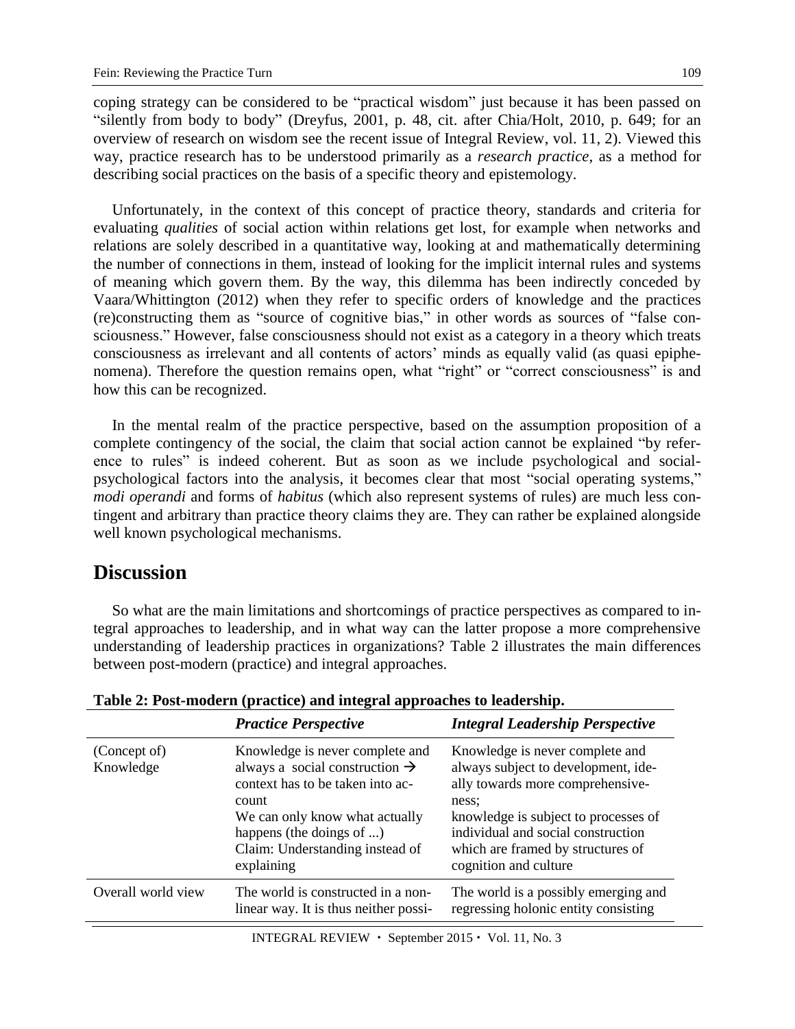coping strategy can be considered to be "practical wisdom" just because it has been passed on "silently from body to body" (Dreyfus, 2001, p. 48, cit. after Chia/Holt, 2010, p. 649; for an overview of research on wisdom see the recent issue of Integral Review, vol. 11, 2). Viewed this way, practice research has to be understood primarily as a *research practice*, as a method for describing social practices on the basis of a specific theory and epistemology.

Unfortunately, in the context of this concept of practice theory, standards and criteria for evaluating *qualities* of social action within relations get lost, for example when networks and relations are solely described in a quantitative way, looking at and mathematically determining the number of connections in them, instead of looking for the implicit internal rules and systems of meaning which govern them. By the way, this dilemma has been indirectly conceded by Vaara/Whittington (2012) when they refer to specific orders of knowledge and the practices (re)constructing them as "source of cognitive bias," in other words as sources of "false consciousness." However, false consciousness should not exist as a category in a theory which treats consciousness as irrelevant and all contents of actors' minds as equally valid (as quasi epiphenomena). Therefore the question remains open, what "right" or "correct consciousness" is and how this can be recognized.

In the mental realm of the practice perspective, based on the assumption proposition of a complete contingency of the social, the claim that social action cannot be explained "by reference to rules" is indeed coherent. But as soon as we include psychological and social-psychological factors into the analysis, it becomes clear that most "social operating systems," *modi operandi* and forms of *habitus* (which also represent systems of rules) are much less contingent and arbitrary than practice theory claims they are. They can rather be explained alongside well known psychological mechanisms.

## Discussion

So what are the main limitations and shortcomings of practice perspectives as compared to integral approaches to leadership, and in what way can the latter propose a more comprehensive understanding of leadership practices in organizations? Table 2 illustrates the main differences between post-modern (practice) and integral approaches.

**Table 2: Post-modern (practice) and integral approaches to leadership.**

| | ***Practice Perspective*** | ***Integral Leadership Perspective*** |
|---|---|---|
| (Concept of) Knowledge | Knowledge is never complete and always a social construction → context has to be taken into account<br>We can only know what actually happens (the doings of ...)<br>Claim: Understanding instead of explaining | Knowledge is never complete and always subject to development, ideally towards more comprehensiveness;<br>knowledge is subject to processes of individual and social construction which are framed by structures of cognition and culture |
| Overall world view | The world is constructed in a non-linear way. It is thus neither possi- | The world is a possibly emerging and regressing holonic entity consisting |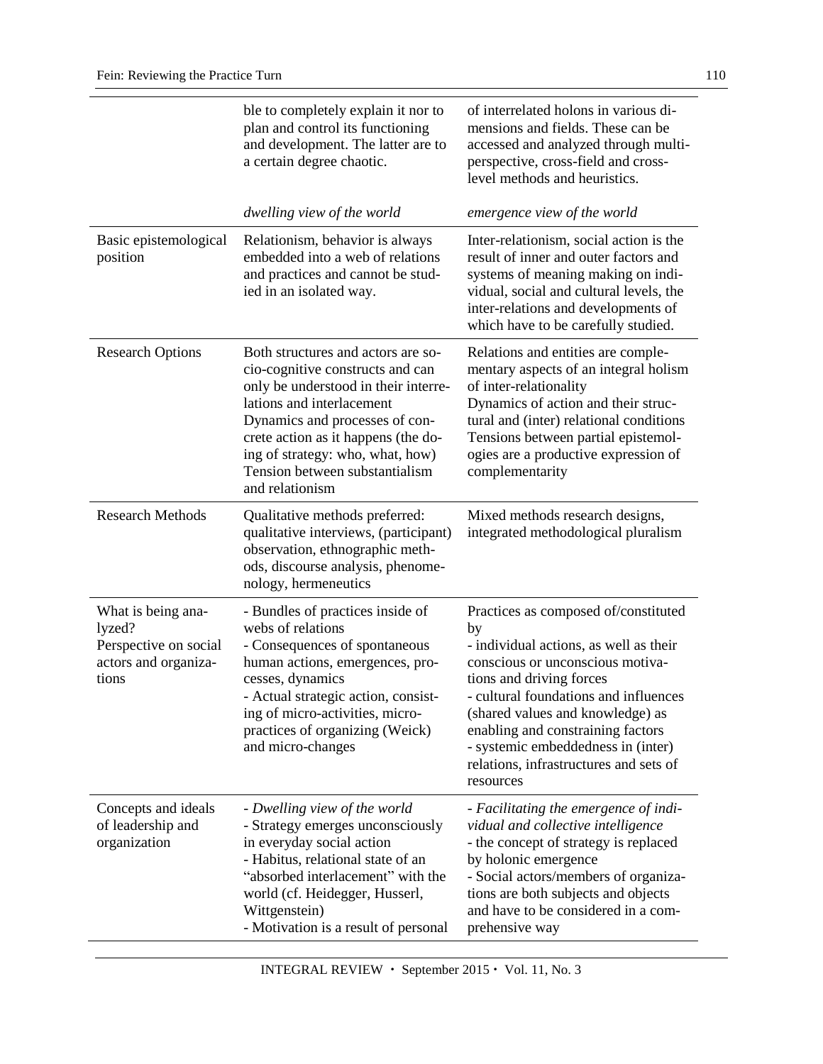| | | |
|---|---|---|
| | ble to completely explain it nor to plan and control its functioning and development. The latter are to a certain degree chaotic.<br><br>*dwelling view of the world* | of interrelated holons in various dimensions and fields. These can be accessed and analyzed through multi-perspective, cross-field and cross-level methods and heuristics.<br><br>*emergence view of the world* |
| Basic epistemological position | Relationism, behavior is always embedded into a web of relations and practices and cannot be studied in an isolated way. | Inter-relationism, social action is the result of inner and outer factors and systems of meaning making on individual, social and cultural levels, the inter-relations and developments of which have to be carefully studied. |
| Research Options | Both structures and actors are socio-cognitive constructs and can only be understood in their interrelations and interlacement<br>Dynamics and processes of concrete action as it happens (the doing of strategy: who, what, how)<br>Tension between substantialism and relationism | Relations and entities are complementary aspects of an integral holism of inter-relationality<br>Dynamics of action and their structural and (inter) relational conditions<br>Tensions between partial epistemologies are a productive expression of complementarity |
| Research Methods | Qualitative methods preferred: qualitative interviews, (participant) observation, ethnographic methods, discourse analysis, phenomenology, hermeneutics | Mixed methods research designs, integrated methodological pluralism |
| What is being analyzed?<br>Perspective on social actors and organizations | - Bundles of practices inside of webs of relations<br>- Consequences of spontaneous human actions, emergences, processes, dynamics<br>- Actual strategic action, consisting of micro-activities, micro-practices of organizing (Weick) and micro-changes | Practices as composed of/constituted by<br>- individual actions, as well as their conscious or unconscious motivations and driving forces<br>- cultural foundations and influences (shared values and knowledge) as enabling and constraining factors<br>- systemic embeddedness in (inter) relations, infrastructures and sets of resources |
| Concepts and ideals of leadership and organization | - *Dwelling view of the world*<br>- Strategy emerges unconsciously in everyday social action<br>- Habitus, relational state of an "absorbed interlacement" with the world (cf. Heidegger, Husserl, Wittgenstein)<br>- Motivation is a result of personal | - *Facilitating the emergence of individual and collective intelligence*<br>- the concept of strategy is replaced by holonic emergence<br>- Social actors/members of organizations are both subjects and objects and have to be considered in a comprehensive way |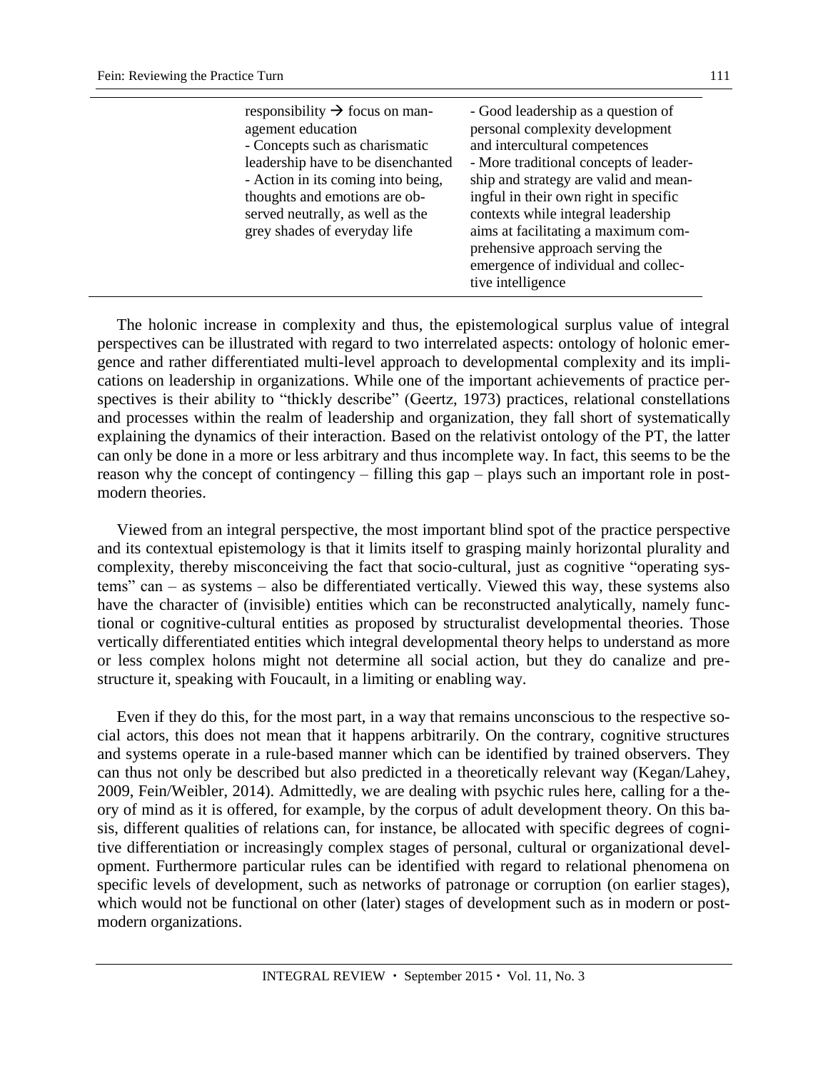| | | |
|---|---|---|
| | responsibility → focus on management education<br>- Concepts such as charismatic leadership have to be disenchanted<br>- Action in its coming into being, thoughts and emotions are observed neutrally, as well as the grey shades of everyday life | - Good leadership as a question of personal complexity development and intercultural competences<br>- More traditional concepts of leadership and strategy are valid and meaningful in their own right in specific contexts while integral leadership aims at facilitating a maximum comprehensive approach serving the emergence of individual and collective intelligence |

The holonic increase in complexity and thus, the epistemological surplus value of integral perspectives can be illustrated with regard to two interrelated aspects: ontology of holonic emergence and rather differentiated multi-level approach to developmental complexity and its implications on leadership in organizations. While one of the important achievements of practice perspectives is their ability to "thickly describe" (Geertz, 1973) practices, relational constellations and processes within the realm of leadership and organization, they fall short of systematically explaining the dynamics of their interaction. Based on the relativist ontology of the PT, the latter can only be done in a more or less arbitrary and thus incomplete way. In fact, this seems to be the reason why the concept of contingency – filling this gap – plays such an important role in postmodern theories.

Viewed from an integral perspective, the most important blind spot of the practice perspective and its contextual epistemology is that it limits itself to grasping mainly horizontal plurality and complexity, thereby misconceiving the fact that socio-cultural, just as cognitive "operating systems" can – as systems – also be differentiated vertically. Viewed this way, these systems also have the character of (invisible) entities which can be reconstructed analytically, namely functional or cognitive-cultural entities as proposed by structuralist developmental theories. Those vertically differentiated entities which integral developmental theory helps to understand as more or less complex holons might not determine all social action, but they do canalize and prestructure it, speaking with Foucault, in a limiting or enabling way.

Even if they do this, for the most part, in a way that remains unconscious to the respective social actors, this does not mean that it happens arbitrarily. On the contrary, cognitive structures and systems operate in a rule-based manner which can be identified by trained observers. They can thus not only be described but also predicted in a theoretically relevant way (Kegan/Lahey, 2009, Fein/Weibler, 2014). Admittedly, we are dealing with psychic rules here, calling for a theory of mind as it is offered, for example, by the corpus of adult development theory. On this basis, different qualities of relations can, for instance, be allocated with specific degrees of cognitive differentiation or increasingly complex stages of personal, cultural or organizational development. Furthermore particular rules can be identified with regard to relational phenomena on specific levels of development, such as networks of patronage or corruption (on earlier stages), which would not be functional on other (later) stages of development such as in modern or postmodern organizations.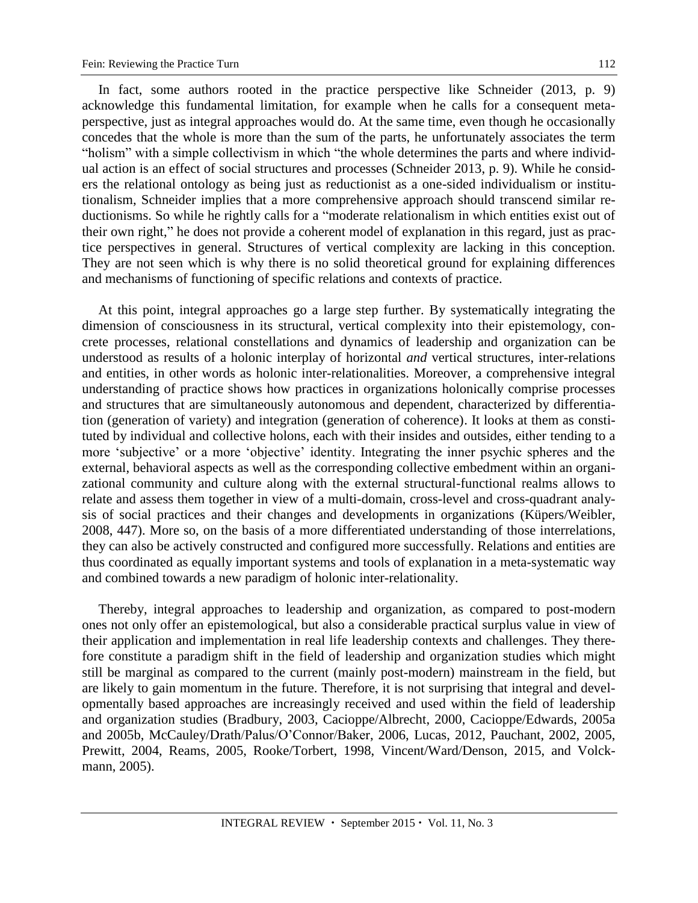In fact, some authors rooted in the practice perspective like Schneider (2013, p. 9) acknowledge this fundamental limitation, for example when he calls for a consequent meta-perspective, just as integral approaches would do. At the same time, even though he occasionally concedes that the whole is more than the sum of the parts, he unfortunately associates the term "holism" with a simple collectivism in which "the whole determines the parts and where individual action is an effect of social structures and processes (Schneider 2013, p. 9). While he considers the relational ontology as being just as reductionist as a one-sided individualism or institutionalism, Schneider implies that a more comprehensive approach should transcend similar reductionisms. So while he rightly calls for a "moderate relationalism in which entities exist out of their own right," he does not provide a coherent model of explanation in this regard, just as practice perspectives in general. Structures of vertical complexity are lacking in this conception. They are not seen which is why there is no solid theoretical ground for explaining differences and mechanisms of functioning of specific relations and contexts of practice.

At this point, integral approaches go a large step further. By systematically integrating the dimension of consciousness in its structural, vertical complexity into their epistemology, concrete processes, relational constellations and dynamics of leadership and organization can be understood as results of a holonic interplay of horizontal *and* vertical structures, inter-relations and entities, in other words as holonic inter-relationalities. Moreover, a comprehensive integral understanding of practice shows how practices in organizations holonically comprise processes and structures that are simultaneously autonomous and dependent, characterized by differentiation (generation of variety) and integration (generation of coherence). It looks at them as constituted by individual and collective holons, each with their insides and outsides, either tending to a more 'subjective' or a more 'objective' identity. Integrating the inner psychic spheres and the external, behavioral aspects as well as the corresponding collective embedment within an organizational community and culture along with the external structural-functional realms allows to relate and assess them together in view of a multi-domain, cross-level and cross-quadrant analysis of social practices and their changes and developments in organizations (Küpers/Weibler, 2008, 447). More so, on the basis of a more differentiated understanding of those interrelations, they can also be actively constructed and configured more successfully. Relations and entities are thus coordinated as equally important systems and tools of explanation in a meta-systematic way and combined towards a new paradigm of holonic inter-relationality.

Thereby, integral approaches to leadership and organization, as compared to post-modern ones not only offer an epistemological, but also a considerable practical surplus value in view of their application and implementation in real life leadership contexts and challenges. They therefore constitute a paradigm shift in the field of leadership and organization studies which might still be marginal as compared to the current (mainly post-modern) mainstream in the field, but are likely to gain momentum in the future. Therefore, it is not surprising that integral and developmentally based approaches are increasingly received and used within the field of leadership and organization studies (Bradbury, 2003, Cacioppe/Albrecht, 2000, Cacioppe/Edwards, 2005a and 2005b, McCauley/Drath/Palus/O'Connor/Baker, 2006, Lucas, 2012, Pauchant, 2002, 2005, Prewitt, 2004, Reams, 2005, Rooke/Torbert, 1998, Vincent/Ward/Denson, 2015, and Volckmann, 2005).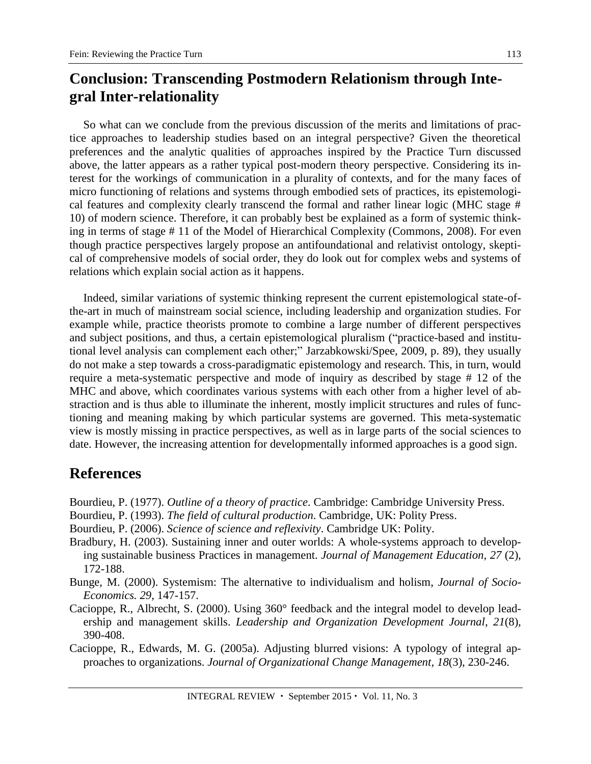## Conclusion: Transcending Postmodern Relationism through Integral Inter-relationality

So what can we conclude from the previous discussion of the merits and limitations of practice approaches to leadership studies based on an integral perspective? Given the theoretical preferences and the analytic qualities of approaches inspired by the Practice Turn discussed above, the latter appears as a rather typical post-modern theory perspective. Considering its interest for the workings of communication in a plurality of contexts, and for the many faces of micro functioning of relations and systems through embodied sets of practices, its epistemological features and complexity clearly transcend the formal and rather linear logic (MHC stage # 10) of modern science. Therefore, it can probably best be explained as a form of systemic thinking in terms of stage # 11 of the Model of Hierarchical Complexity (Commons, 2008). For even though practice perspectives largely propose an antifoundational and relativist ontology, skeptical of comprehensive models of social order, they do look out for complex webs and systems of relations which explain social action as it happens.

Indeed, similar variations of systemic thinking represent the current epistemological state-of-the-art in much of mainstream social science, including leadership and organization studies. For example while, practice theorists promote to combine a large number of different perspectives and subject positions, and thus, a certain epistemological pluralism ("practice-based and institutional level analysis can complement each other;" Jarzabkowski/Spee, 2009, p. 89), they usually do not make a step towards a cross-paradigmatic epistemology and research. This, in turn, would require a meta-systematic perspective and mode of inquiry as described by stage # 12 of the MHC and above, which coordinates various systems with each other from a higher level of abstraction and is thus able to illuminate the inherent, mostly implicit structures and rules of functioning and meaning making by which particular systems are governed. This meta-systematic view is mostly missing in practice perspectives, as well as in large parts of the social sciences to date. However, the increasing attention for developmentally informed approaches is a good sign.

## References

Bourdieu, P. (1977). *Outline of a theory of practice*. Cambridge: Cambridge University Press.

Bourdieu, P. (1993). *The field of cultural production*. Cambridge, UK: Polity Press.

Bourdieu, P. (2006). *Science of science and reflexivity*. Cambridge UK: Polity.

Bradbury, H. (2003). Sustaining inner and outer worlds: A whole-systems approach to developing sustainable business Practices in management. *Journal of Management Education, 27* (2), 172-188.

Bunge, M. (2000). Systemism: The alternative to individualism and holism, *Journal of Socio-Economics. 29*, 147-157.

Cacioppe, R., Albrecht, S. (2000). Using 360° feedback and the integral model to develop leadership and management skills. *Leadership and Organization Development Journal, 21*(8), 390-408.

Cacioppe, R., Edwards, M. G. (2005a). Adjusting blurred visions: A typology of integral approaches to organizations. *Journal of Organizational Change Management, 18*(3), 230-246.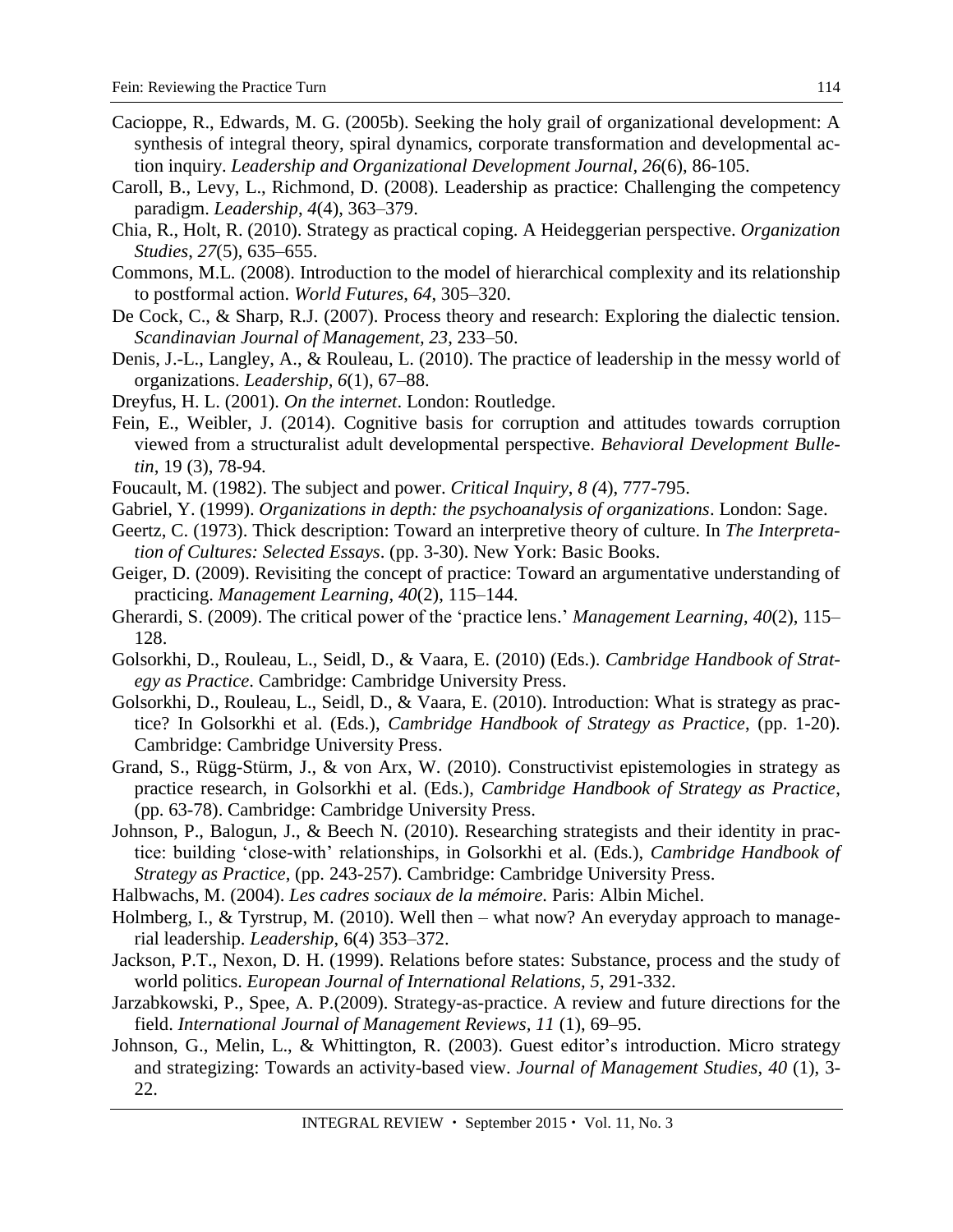Cacioppe, R., Edwards, M. G. (2005b). Seeking the holy grail of organizational development: A synthesis of integral theory, spiral dynamics, corporate transformation and developmental action inquiry. *Leadership and Organizational Development Journal*, *26*(6), 86-105.

Caroll, B., Levy, L., Richmond, D. (2008). Leadership as practice: Challenging the competency paradigm. *Leadership*, *4*(4), 363–379.

Chia, R., Holt, R. (2010). Strategy as practical coping. A Heideggerian perspective. *Organization Studies*, *27*(5), 635–655.

Commons, M.L. (2008). Introduction to the model of hierarchical complexity and its relationship to postformal action. *World Futures*, *64*, 305–320.

De Cock, C., & Sharp, R.J. (2007). Process theory and research: Exploring the dialectic tension. *Scandinavian Journal of Management*, *23*, 233–50.

Denis, J.-L., Langley, A., & Rouleau, L. (2010). The practice of leadership in the messy world of organizations. *Leadership*, *6*(1), 67–88.

Dreyfus, H. L. (2001). *On the internet*. London: Routledge.

Fein, E., Weibler, J. (2014). Cognitive basis for corruption and attitudes towards corruption viewed from a structuralist adult developmental perspective. *Behavioral Development Bulletin*, 19 (3), 78-94.

Foucault, M. (1982). The subject and power. *Critical Inquiry*, *8 (*4), 777-795.

Gabriel, Y. (1999). *Organizations in depth: the psychoanalysis of organizations*. London: Sage.

Geertz, C. (1973). Thick description: Toward an interpretive theory of culture. In *The Interpretation of Cultures: Selected Essays*. (pp. 3-30). New York: Basic Books.

Geiger, D. (2009). Revisiting the concept of practice: Toward an argumentative understanding of practicing. *Management Learning*, *40*(2), 115–144.

Gherardi, S. (2009). The critical power of the 'practice lens.' *Management Learning*, *40*(2), 115–128.

Golsorkhi, D., Rouleau, L., Seidl, D., & Vaara, E. (2010) (Eds.). *Cambridge Handbook of Strategy as Practice*. Cambridge: Cambridge University Press.

Golsorkhi, D., Rouleau, L., Seidl, D., & Vaara, E. (2010). Introduction: What is strategy as practice? In Golsorkhi et al. (Eds.), *Cambridge Handbook of Strategy as Practice*, (pp. 1-20). Cambridge: Cambridge University Press.

Grand, S., Rügg-Stürm, J., & von Arx, W. (2010). Constructivist epistemologies in strategy as practice research, in Golsorkhi et al. (Eds.), *Cambridge Handbook of Strategy as Practice*, (pp. 63-78). Cambridge: Cambridge University Press.

Johnson, P., Balogun, J., & Beech N. (2010). Researching strategists and their identity in practice: building 'close-with' relationships, in Golsorkhi et al. (Eds.), *Cambridge Handbook of Strategy as Practice*, (pp. 243-257). Cambridge: Cambridge University Press.

Halbwachs, M. (2004). *Les cadres sociaux de la mémoire.* Paris: Albin Michel.

Holmberg, I., & Tyrstrup, M. (2010). Well then – what now? An everyday approach to managerial leadership. *Leadership*, 6(4) 353–372.

Jackson, P.T., Nexon, D. H. (1999). Relations before states: Substance, process and the study of world politics. *European Journal of International Relations, 5*, 291-332.

Jarzabkowski, P., Spee, A. P.(2009). Strategy-as-practice. A review and future directions for the field. *International Journal of Management Reviews*, *11* (1), 69–95.

Johnson, G., Melin, L., & Whittington, R. (2003). Guest editor's introduction. Micro strategy and strategizing: Towards an activity-based view. *Journal of Management Studies*, *40* (1), 3-22.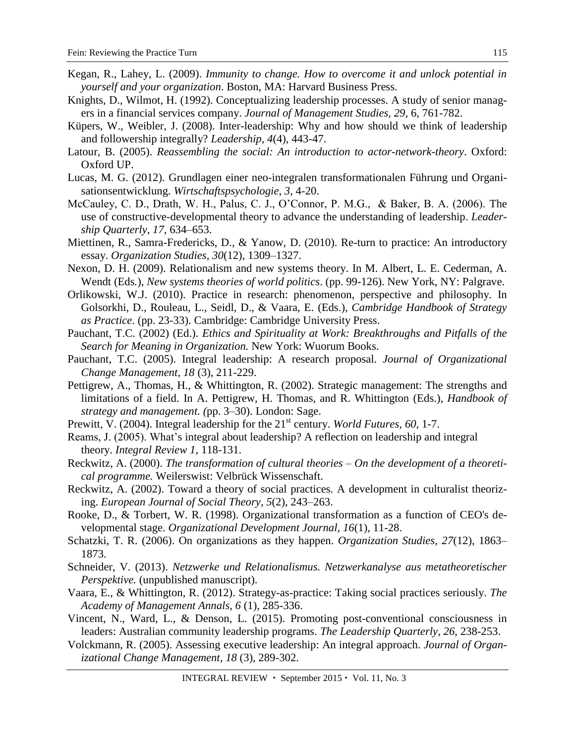Kegan, R., Lahey, L. (2009). *Immunity to change. How to overcome it and unlock potential in yourself and your organization*. Boston, MA: Harvard Business Press.

Knights, D., Wilmot, H. (1992). Conceptualizing leadership processes. A study of senior managers in a financial services company. *Journal of Management Studies*, *29*, 6, 761-782.

Küpers, W., Weibler, J. (2008). Inter-leadership: Why and how should we think of leadership and followership integrally? *Leadership*, *4*(4), 443-47.

Latour, B. (2005). *Reassembling the social: An introduction to actor-network-theory*. Oxford: Oxford UP.

Lucas, M. G. (2012). Grundlagen einer neo-integralen transformationalen Führung und Organisationsentwicklung. *Wirtschaftspsychologie*, *3*, 4-20.

McCauley, C. D., Drath, W. H., Palus, C. J., O'Connor, P. M.G., & Baker, B. A. (2006). The use of constructive-developmental theory to advance the understanding of leadership. *Leadership Quarterly*, *17*, 634–653.

Miettinen, R., Samra-Fredericks, D., & Yanow, D. (2010). Re-turn to practice: An introductory essay. *Organization Studies*, *30*(12), 1309–1327.

Nexon, D. H. (2009). Relationalism and new systems theory. In M. Albert, L. E. Cederman, A. Wendt (Eds.), *New systems theories of world politics*. (pp. 99-126). New York, NY: Palgrave.

Orlikowski, W.J. (2010). Practice in research: phenomenon, perspective and philosophy. In Golsorkhi, D., Rouleau, L., Seidl, D., & Vaara, E. (Eds.), *Cambridge Handbook of Strategy as Practice*. (pp. 23-33). Cambridge: Cambridge University Press.

Pauchant, T.C. (2002) (Ed.). *Ethics and Spirituality at Work: Breakthroughs and Pitfalls of the Search for Meaning in Organization.* New York: Wuorum Books.

Pauchant, T.C. (2005). Integral leadership: A research proposal. *Journal of Organizational Change Management*, *18* (3), 211-229.

Pettigrew, A., Thomas, H., & Whittington, R. (2002). Strategic management: The strengths and limitations of a field. In A. Pettigrew, H. Thomas, and R. Whittington (Eds.), *Handbook of strategy and management*. (pp. 3–30). London: Sage.

Prewitt, V. (2004). Integral leadership for the 21st century. *World Futures*, *60*, 1-7.

Reams, J. (2005). What's integral about leadership? A reflection on leadership and integral theory. *Integral Review 1*, 118-131.

Reckwitz, A. (2000). *The transformation of cultural theories – On the development of a theoretical programme.* Weilerswist: Velbrück Wissenschaft.

Reckwitz, A. (2002). Toward a theory of social practices. A development in culturalist theorizing. *European Journal of Social Theory, 5*(2), 243–263.

Rooke, D., & Torbert, W. R. (1998). Organizational transformation as a function of CEO's developmental stage. *Organizational Development Journal*, *16*(1), 11-28.

Schatzki, T. R. (2006). On organizations as they happen. *Organization Studies, 27*(12), 1863–1873.

Schneider, V. (2013). *Netzwerke und Relationalismus. Netzwerkanalyse aus metatheoretischer Perspektive.* (unpublished manuscript).

Vaara, E., & Whittington, R. (2012). Strategy-as-practice: Taking social practices seriously. *The Academy of Management Annals*, *6* (1), 285-336.

Vincent, N., Ward, L., & Denson, L. (2015). Promoting post-conventional consciousness in leaders: Australian community leadership programs. *The Leadership Quarterly*, *26*, 238-253.

Volckmann, R. (2005). Assessing executive leadership: An integral approach. *Journal of Organizational Change Management, 18* (3), 289-302.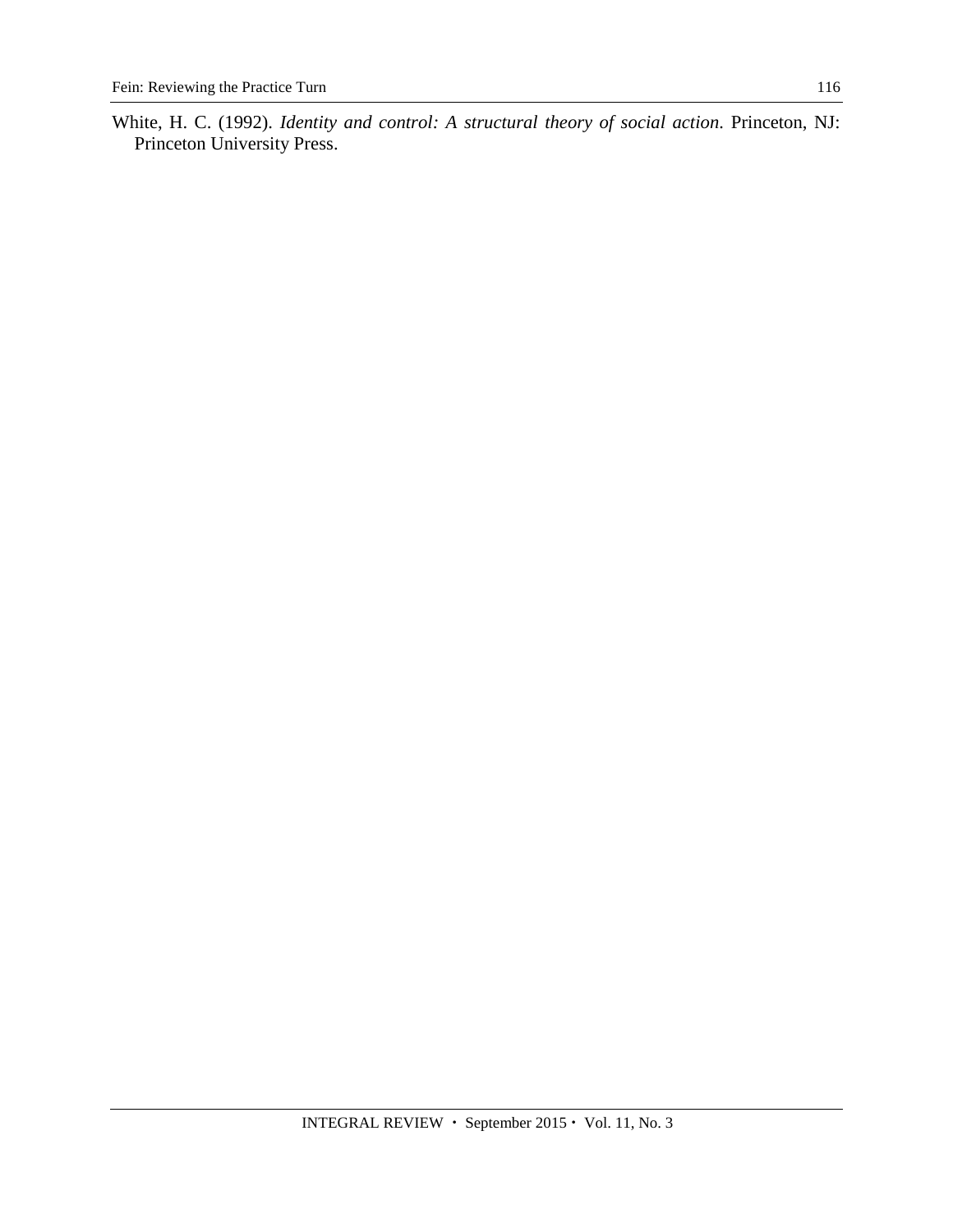White, H. C. (1992). *Identity and control: A structural theory of social action*. Princeton, NJ: Princeton University Press.